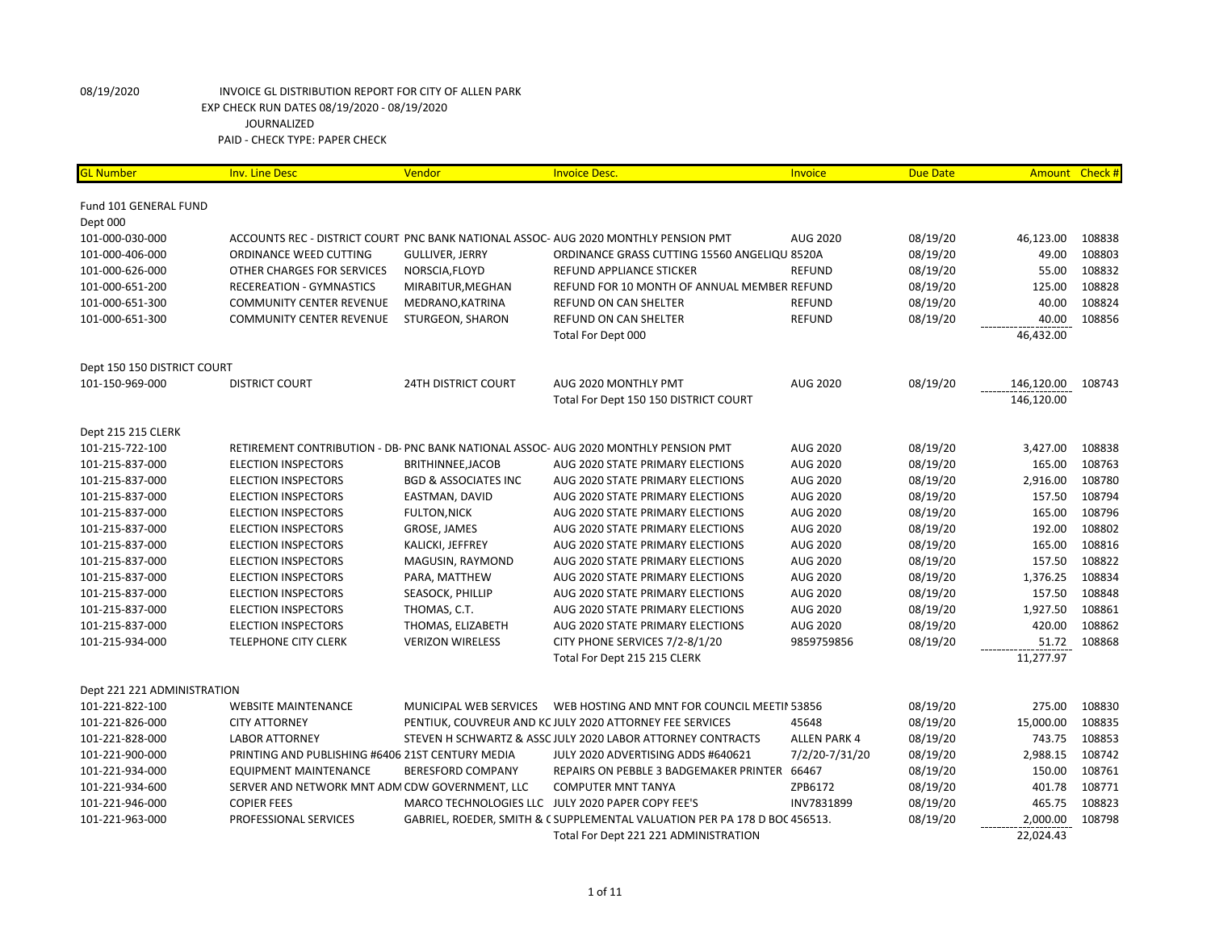08/19/2020 INVOICE GL DISTRIBUTION REPORT FOR CITY OF ALLEN PARK
EXP CHECK RUN DATES 08/19/2020 - 08/19/2020
JOURNALIZED
PAID - CHECK TYPE: PAPER CHECK

| GL Number | Inv. Line Desc | Vendor | Invoice Desc. | Invoice | Due Date | Amount | Check # |
|---|---|---|---|---|---|---|---|
| Fund 101 GENERAL FUND | | | | | | | |
| Dept 000 | | | | | | | |
| 101-000-030-000 | ACCOUNTS REC - DISTRICT COURT | PNC BANK NATIONAL ASSOC- | AUG 2020 MONTHLY PENSION PMT | AUG 2020 | 08/19/20 | 46,123.00 | 108838 |
| 101-000-406-000 | ORDINANCE WEED CUTTING | GULLIVER, JERRY | ORDINANCE GRASS CUTTING 15560 ANGELIQU | 8520A | 08/19/20 | 49.00 | 108803 |
| 101-000-626-000 | OTHER CHARGES FOR SERVICES | NORSCIA,FLOYD | REFUND APPLIANCE STICKER | REFUND | 08/19/20 | 55.00 | 108832 |
| 101-000-651-200 | RECEREATION - GYMNASTICS | MIRABITUR,MEGHAN | REFUND FOR 10 MONTH OF ANNUAL MEMBER | REFUND | 08/19/20 | 125.00 | 108828 |
| 101-000-651-300 | COMMUNITY CENTER REVENUE | MEDRANO,KATRINA | REFUND ON CAN SHELTER | REFUND | 08/19/20 | 40.00 | 108824 |
| 101-000-651-300 | COMMUNITY CENTER REVENUE | STURGEON, SHARON | REFUND ON CAN SHELTER | REFUND | 08/19/20 | 40.00 | 108856 |
| | | | Total For Dept 000 | | | 46,432.00 | |
| Dept 150 150 DISTRICT COURT | | | | | | | |
| 101-150-969-000 | DISTRICT COURT | 24TH DISTRICT COURT | AUG 2020 MONTHLY PMT | AUG 2020 | 08/19/20 | 146,120.00 | 108743 |
| | | | Total For Dept 150 150 DISTRICT COURT | | | 146,120.00 | |
| Dept 215 215 CLERK | | | | | | | |
| 101-215-722-100 | RETIREMENT CONTRIBUTION - DB- | PNC BANK NATIONAL ASSOC- | AUG 2020 MONTHLY PENSION PMT | AUG 2020 | 08/19/20 | 3,427.00 | 108838 |
| 101-215-837-000 | ELECTION INSPECTORS | BRITHINNEE,JACOB | AUG 2020 STATE PRIMARY ELECTIONS | AUG 2020 | 08/19/20 | 165.00 | 108763 |
| 101-215-837-000 | ELECTION INSPECTORS | BGD & ASSOCIATES INC | AUG 2020 STATE PRIMARY ELECTIONS | AUG 2020 | 08/19/20 | 2,916.00 | 108780 |
| 101-215-837-000 | ELECTION INSPECTORS | EASTMAN, DAVID | AUG 2020 STATE PRIMARY ELECTIONS | AUG 2020 | 08/19/20 | 157.50 | 108794 |
| 101-215-837-000 | ELECTION INSPECTORS | FULTON,NICK | AUG 2020 STATE PRIMARY ELECTIONS | AUG 2020 | 08/19/20 | 165.00 | 108796 |
| 101-215-837-000 | ELECTION INSPECTORS | GROSE, JAMES | AUG 2020 STATE PRIMARY ELECTIONS | AUG 2020 | 08/19/20 | 192.00 | 108802 |
| 101-215-837-000 | ELECTION INSPECTORS | KALICKI, JEFFREY | AUG 2020 STATE PRIMARY ELECTIONS | AUG 2020 | 08/19/20 | 165.00 | 108816 |
| 101-215-837-000 | ELECTION INSPECTORS | MAGUSIN, RAYMOND | AUG 2020 STATE PRIMARY ELECTIONS | AUG 2020 | 08/19/20 | 157.50 | 108822 |
| 101-215-837-000 | ELECTION INSPECTORS | PARA, MATTHEW | AUG 2020 STATE PRIMARY ELECTIONS | AUG 2020 | 08/19/20 | 1,376.25 | 108834 |
| 101-215-837-000 | ELECTION INSPECTORS | SEASOCK, PHILLIP | AUG 2020 STATE PRIMARY ELECTIONS | AUG 2020 | 08/19/20 | 157.50 | 108848 |
| 101-215-837-000 | ELECTION INSPECTORS | THOMAS, C.T. | AUG 2020 STATE PRIMARY ELECTIONS | AUG 2020 | 08/19/20 | 1,927.50 | 108861 |
| 101-215-837-000 | ELECTION INSPECTORS | THOMAS, ELIZABETH | AUG 2020 STATE PRIMARY ELECTIONS | AUG 2020 | 08/19/20 | 420.00 | 108862 |
| 101-215-934-000 | TELEPHONE CITY CLERK | VERIZON WIRELESS | CITY PHONE SERVICES 7/2-8/1/20 | 9859759856 | 08/19/20 | 51.72 | 108868 |
| | | | Total For Dept 215 215 CLERK | | | 11,277.97 | |
| Dept 221 221 ADMINISTRATION | | | | | | | |
| 101-221-822-100 | WEBSITE MAINTENANCE | MUNICIPAL WEB SERVICES | WEB HOSTING AND MNT FOR COUNCIL MEETI | 53856 | 08/19/20 | 275.00 | 108830 |
| 101-221-826-000 | CITY ATTORNEY | PENTIUK, COUVREUR AND KO | JULY 2020 ATTORNEY FEE SERVICES | 45648 | 08/19/20 | 15,000.00 | 108835 |
| 101-221-828-000 | LABOR ATTORNEY | STEVEN H SCHWARTZ & ASSO | JULY 2020 LABOR ATTORNEY CONTRACTS | ALLEN PARK 4 | 08/19/20 | 743.75 | 108853 |
| 101-221-900-000 | PRINTING AND PUBLISHING #6406 | 21ST CENTURY MEDIA | JULY 2020 ADVERTISING ADDS #640621 | 7/2/20-7/31/20 | 08/19/20 | 2,988.15 | 108742 |
| 101-221-934-000 | EQUIPMENT MAINTENANCE | BERESFORD COMPANY | REPAIRS ON PEBBLE 3 BADGEMAKER PRINTER | 66467 | 08/19/20 | 150.00 | 108761 |
| 101-221-934-600 | SERVER AND NETWORK MNT ADM | CDW GOVERNMENT, LLC | COMPUTER MNT TANYA | ZPB6172 | 08/19/20 | 401.78 | 108771 |
| 101-221-946-000 | COPIER FEES | MARCO TECHNOLOGIES LLC | JULY 2020 PAPER COPY FEE'S | INV7831899 | 08/19/20 | 465.75 | 108823 |
| 101-221-963-000 | PROFESSIONAL SERVICES | GABRIEL, ROEDER, SMITH & C | SUPPLEMENTAL VALUATION PER PA 178 D BOC | 456513. | 08/19/20 | 2,000.00 | 108798 |
| | | | Total For Dept 221 221 ADMINISTRATION | | | 22,024.43 | |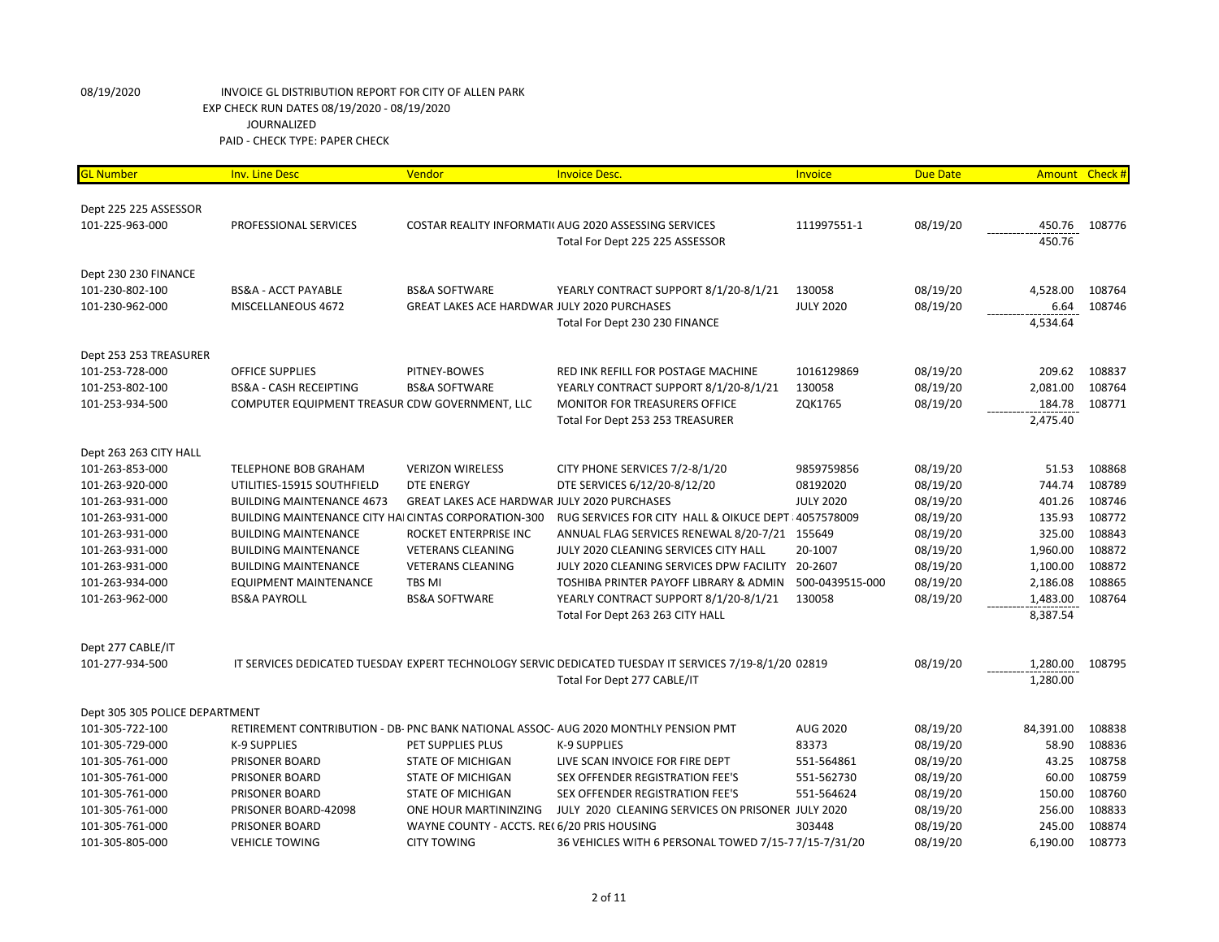08/19/2020 INVOICE GL DISTRIBUTION REPORT FOR CITY OF ALLEN PARK
EXP CHECK RUN DATES 08/19/2020 - 08/19/2020
JOURNALIZED
PAID - CHECK TYPE: PAPER CHECK

| GL Number | Inv. Line Desc | Vendor | Invoice Desc. | Invoice | Due Date | Amount | Check # |
|---|---|---|---|---|---|---|---|
| Dept 225 225 ASSESSOR | | | | | | | |
| 101-225-963-000 | PROFESSIONAL SERVICES | COSTAR REALITY INFORMATI( | AUG 2020 ASSESSING SERVICES | 111997551-1 | 08/19/20 | 450.76 | 108776 |
| | | | Total For Dept 225 225 ASSESSOR | | | 450.76 | |
| Dept 230 230 FINANCE | | | | | | | |
| 101-230-802-100 | BS&A - ACCT PAYABLE | BS&A SOFTWARE | YEARLY CONTRACT SUPPORT 8/1/20-8/1/21 | 130058 | 08/19/20 | 4,528.00 | 108764 |
| 101-230-962-000 | MISCELLANEOUS 4672 | GREAT LAKES ACE HARDWAR | JULY 2020 PURCHASES | JULY 2020 | 08/19/20 | 6.64 | 108746 |
| | | | Total For Dept 230 230 FINANCE | | | 4,534.64 | |
| Dept 253 253 TREASURER | | | | | | | |
| 101-253-728-000 | OFFICE SUPPLIES | PITNEY-BOWES | RED INK REFILL FOR POSTAGE MACHINE | 1016129869 | 08/19/20 | 209.62 | 108837 |
| 101-253-802-100 | BS&A - CASH RECEIPTING | BS&A SOFTWARE | YEARLY CONTRACT SUPPORT 8/1/20-8/1/21 | 130058 | 08/19/20 | 2,081.00 | 108764 |
| 101-253-934-500 | COMPUTER EQUIPMENT TREASUR | CDW GOVERNMENT, LLC | MONITOR FOR TREASURERS OFFICE | ZQK1765 | 08/19/20 | 184.78 | 108771 |
| | | | Total For Dept 253 253 TREASURER | | | 2,475.40 | |
| Dept 263 263 CITY HALL | | | | | | | |
| 101-263-853-000 | TELEPHONE BOB GRAHAM | VERIZON WIRELESS | CITY PHONE SERVICES 7/2-8/1/20 | 9859759856 | 08/19/20 | 51.53 | 108868 |
| 101-263-920-000 | UTILITIES-15915 SOUTHFIELD | DTE ENERGY | DTE SERVICES 6/12/20-8/12/20 | 08192020 | 08/19/20 | 744.74 | 108789 |
| 101-263-931-000 | BUILDING MAINTENANCE 4673 | GREAT LAKES ACE HARDWAR | JULY 2020 PURCHASES | JULY 2020 | 08/19/20 | 401.26 | 108746 |
| 101-263-931-000 | BUILDING MAINTENANCE CITY HAI | CINTAS CORPORATION-300 | RUG SERVICES FOR CITY HALL & OIKUCE DEPT | 4057578009 | 08/19/20 | 135.93 | 108772 |
| 101-263-931-000 | BUILDING MAINTENANCE | ROCKET ENTERPRISE INC | ANNUAL FLAG SERVICES RENEWAL 8/20-7/21 | 155649 | 08/19/20 | 325.00 | 108843 |
| 101-263-931-000 | BUILDING MAINTENANCE | VETERANS CLEANING | JULY 2020 CLEANING SERVICES CITY HALL | 20-1007 | 08/19/20 | 1,960.00 | 108872 |
| 101-263-931-000 | BUILDING MAINTENANCE | VETERANS CLEANING | JULY 2020 CLEANING SERVICES DPW FACILITY | 20-2607 | 08/19/20 | 1,100.00 | 108872 |
| 101-263-934-000 | EQUIPMENT MAINTENANCE | TBS MI | TOSHIBA PRINTER PAYOFF LIBRARY & ADMIN | 500-0439515-000 | 08/19/20 | 2,186.08 | 108865 |
| 101-263-962-000 | BS&A PAYROLL | BS&A SOFTWARE | YEARLY CONTRACT SUPPORT 8/1/20-8/1/21 | 130058 | 08/19/20 | 1,483.00 | 108764 |
| | | | Total For Dept 263 263 CITY HALL | | | 8,387.54 | |
| Dept 277 CABLE/IT | | | | | | | |
| 101-277-934-500 | IT SERVICES DEDICATED TUESDAY | EXPERT TECHNOLOGY SERVIC | DEDICATED TUESDAY IT SERVICES 7/19-8/1/20 | 02819 | 08/19/20 | 1,280.00 | 108795 |
| | | | Total For Dept 277 CABLE/IT | | | 1,280.00 | |
| Dept 305 305 POLICE DEPARTMENT | | | | | | | |
| 101-305-722-100 | RETIREMENT CONTRIBUTION - DB- | PNC BANK NATIONAL ASSOC- | AUG 2020 MONTHLY PENSION PMT | AUG 2020 | 08/19/20 | 84,391.00 | 108838 |
| 101-305-729-000 | K-9 SUPPLIES | PET SUPPLIES PLUS | K-9 SUPPLIES | 83373 | 08/19/20 | 58.90 | 108836 |
| 101-305-761-000 | PRISONER BOARD | STATE OF MICHIGAN | LIVE SCAN INVOICE FOR FIRE DEPT | 551-564861 | 08/19/20 | 43.25 | 108758 |
| 101-305-761-000 | PRISONER BOARD | STATE OF MICHIGAN | SEX OFFENDER REGISTRATION FEE'S | 551-562730 | 08/19/20 | 60.00 | 108759 |
| 101-305-761-000 | PRISONER BOARD | STATE OF MICHIGAN | SEX OFFENDER REGISTRATION FEE'S | 551-564624 | 08/19/20 | 150.00 | 108760 |
| 101-305-761-000 | PRISONER BOARD-42098 | ONE HOUR MARTININZING | JULY 2020 CLEANING SERVICES ON PRISONER | JULY 2020 | 08/19/20 | 256.00 | 108833 |
| 101-305-761-000 | PRISONER BOARD | WAYNE COUNTY - ACCTS. RE( | 6/20 PRIS HOUSING | 303448 | 08/19/20 | 245.00 | 108874 |
| 101-305-805-000 | VEHICLE TOWING | CITY TOWING | 36 VEHICLES WITH 6 PERSONAL TOWED 7/15-7 | 7/15-7/31/20 | 08/19/20 | 6,190.00 | 108773 |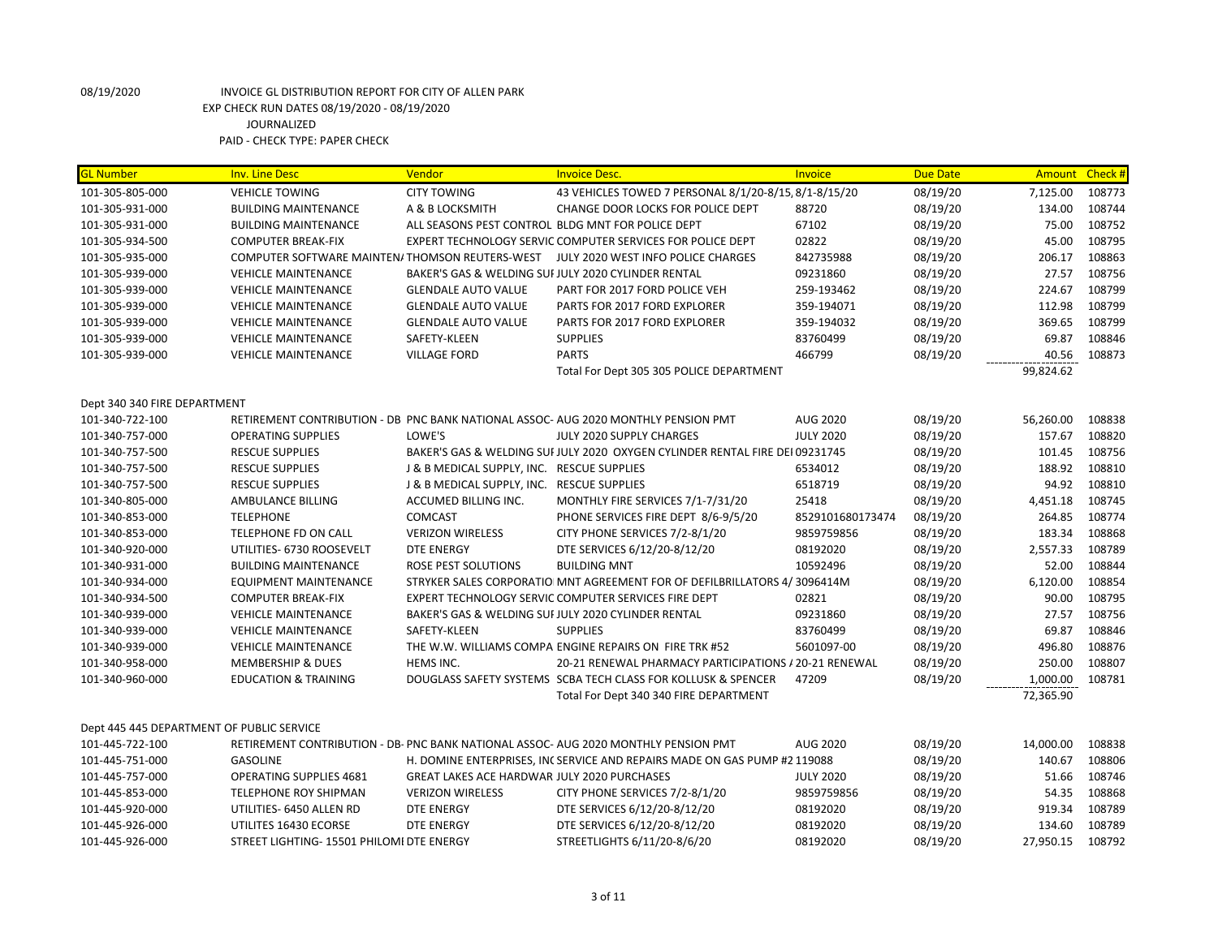08/19/2020 INVOICE GL DISTRIBUTION REPORT FOR CITY OF ALLEN PARK

EXP CHECK RUN DATES 08/19/2020 - 08/19/2020

JOURNALIZED

PAID - CHECK TYPE: PAPER CHECK

| GL Number | Inv. Line Desc | Vendor | Invoice Desc. | Invoice | Due Date | Amount | Check # |
|---|---|---|---|---|---|---|---|
| 101-305-805-000 | VEHICLE TOWING | CITY TOWING | 43 VEHICLES TOWED 7 PERSONAL 8/1/20-8/15, | 8/1-8/15/20 | 08/19/20 | 7,125.00 | 108773 |
| 101-305-931-000 | BUILDING MAINTENANCE | A & B LOCKSMITH | CHANGE DOOR LOCKS FOR POLICE DEPT | 88720 | 08/19/20 | 134.00 | 108744 |
| 101-305-931-000 | BUILDING MAINTENANCE | ALL SEASONS PEST CONTROL | BLDG MNT FOR POLICE DEPT | 67102 | 08/19/20 | 75.00 | 108752 |
| 101-305-934-500 | COMPUTER BREAK-FIX | EXPERT TECHNOLOGY SERVIC | COMPUTER SERVICES FOR POLICE DEPT | 02822 | 08/19/20 | 45.00 | 108795 |
| 101-305-935-000 | COMPUTER SOFTWARE MAINTEN/ | THOMSON REUTERS-WEST | JULY 2020 WEST INFO POLICE CHARGES | 842735988 | 08/19/20 | 206.17 | 108863 |
| 101-305-939-000 | VEHICLE MAINTENANCE | BAKER'S GAS & WELDING SUI | JULY 2020 CYLINDER RENTAL | 09231860 | 08/19/20 | 27.57 | 108756 |
| 101-305-939-000 | VEHICLE MAINTENANCE | GLENDALE AUTO VALUE | PART FOR 2017 FORD POLICE VEH | 259-193462 | 08/19/20 | 224.67 | 108799 |
| 101-305-939-000 | VEHICLE MAINTENANCE | GLENDALE AUTO VALUE | PARTS FOR 2017 FORD EXPLORER | 359-194071 | 08/19/20 | 112.98 | 108799 |
| 101-305-939-000 | VEHICLE MAINTENANCE | GLENDALE AUTO VALUE | PARTS FOR 2017 FORD EXPLORER | 359-194032 | 08/19/20 | 369.65 | 108799 |
| 101-305-939-000 | VEHICLE MAINTENANCE | SAFETY-KLEEN | SUPPLIES | 83760499 | 08/19/20 | 69.87 | 108846 |
| 101-305-939-000 | VEHICLE MAINTENANCE | VILLAGE FORD | PARTS | 466799 | 08/19/20 | 40.56 | 108873 |
| | | | Total For Dept 305 305 POLICE DEPARTMENT | | | 99,824.62 | |
| Dept 340 340 FIRE DEPARTMENT | | | | | | | |
| 101-340-722-100 | RETIREMENT CONTRIBUTION - DB | PNC BANK NATIONAL ASSOC- | AUG 2020 MONTHLY PENSION PMT | AUG 2020 | 08/19/20 | 56,260.00 | 108838 |
| 101-340-757-000 | OPERATING SUPPLIES | LOWE'S | JULY 2020 SUPPLY CHARGES | JULY 2020 | 08/19/20 | 157.67 | 108820 |
| 101-340-757-500 | RESCUE SUPPLIES | BAKER'S GAS & WELDING SUI | JULY 2020 OXYGEN CYLINDER RENTAL FIRE DEI | 09231745 | 08/19/20 | 101.45 | 108756 |
| 101-340-757-500 | RESCUE SUPPLIES | J & B MEDICAL SUPPLY, INC. | RESCUE SUPPLIES | 6534012 | 08/19/20 | 188.92 | 108810 |
| 101-340-757-500 | RESCUE SUPPLIES | J & B MEDICAL SUPPLY, INC. | RESCUE SUPPLIES | 6518719 | 08/19/20 | 94.92 | 108810 |
| 101-340-805-000 | AMBULANCE BILLING | ACCUMED BILLING INC. | MONTHLY FIRE SERVICES 7/1-7/31/20 | 25418 | 08/19/20 | 4,451.18 | 108745 |
| 101-340-853-000 | TELEPHONE | COMCAST | PHONE SERVICES FIRE DEPT 8/6-9/5/20 | 8529101680173474 | 08/19/20 | 264.85 | 108774 |
| 101-340-853-000 | TELEPHONE FD ON CALL | VERIZON WIRELESS | CITY PHONE SERVICES 7/2-8/1/20 | 9859759856 | 08/19/20 | 183.34 | 108868 |
| 101-340-920-000 | UTILITIES- 6730 ROOSEVELT | DTE ENERGY | DTE SERVICES 6/12/20-8/12/20 | 08192020 | 08/19/20 | 2,557.33 | 108789 |
| 101-340-931-000 | BUILDING MAINTENANCE | ROSE PEST SOLUTIONS | BUILDING MNT | 10592496 | 08/19/20 | 52.00 | 108844 |
| 101-340-934-000 | EQUIPMENT MAINTENANCE | STRYKER SALES CORPORATIO | MNT AGREEMENT FOR OF DEFILBRILLATORS 4/ | 3096414M | 08/19/20 | 6,120.00 | 108854 |
| 101-340-934-500 | COMPUTER BREAK-FIX | EXPERT TECHNOLOGY SERVIC | COMPUTER SERVICES FIRE DEPT | 02821 | 08/19/20 | 90.00 | 108795 |
| 101-340-939-000 | VEHICLE MAINTENANCE | BAKER'S GAS & WELDING SUI | JULY 2020 CYLINDER RENTAL | 09231860 | 08/19/20 | 27.57 | 108756 |
| 101-340-939-000 | VEHICLE MAINTENANCE | SAFETY-KLEEN | SUPPLIES | 83760499 | 08/19/20 | 69.87 | 108846 |
| 101-340-939-000 | VEHICLE MAINTENANCE | THE W.W. WILLIAMS COMPA | ENGINE REPAIRS ON FIRE TRK #52 | 5601097-00 | 08/19/20 | 496.80 | 108876 |
| 101-340-958-000 | MEMBERSHIP & DUES | HEMS INC. | 20-21 RENEWAL PHARMACY PARTICIPATIONS / | 20-21 RENEWAL | 08/19/20 | 250.00 | 108807 |
| 101-340-960-000 | EDUCATION & TRAINING | DOUGLASS SAFETY SYSTEMS | SCBA TECH CLASS FOR KOLLUSK & SPENCER | 47209 | 08/19/20 | 1,000.00 | 108781 |
| | | | Total For Dept 340 340 FIRE DEPARTMENT | | | 72,365.90 | |
| Dept 445 445 DEPARTMENT OF PUBLIC SERVICE | | | | | | | |
| 101-445-722-100 | RETIREMENT CONTRIBUTION - DB- | PNC BANK NATIONAL ASSOC- | AUG 2020 MONTHLY PENSION PMT | AUG 2020 | 08/19/20 | 14,000.00 | 108838 |
| 101-445-751-000 | GASOLINE | H. DOMINE ENTERPRISES, INC | SERVICE AND REPAIRS MADE ON GAS PUMP #2 | 119088 | 08/19/20 | 140.67 | 108806 |
| 101-445-757-000 | OPERATING SUPPLIES 4681 | GREAT LAKES ACE HARDWAR | JULY 2020 PURCHASES | JULY 2020 | 08/19/20 | 51.66 | 108746 |
| 101-445-853-000 | TELEPHONE ROY SHIPMAN | VERIZON WIRELESS | CITY PHONE SERVICES 7/2-8/1/20 | 9859759856 | 08/19/20 | 54.35 | 108868 |
| 101-445-920-000 | UTILITIES- 6450 ALLEN RD | DTE ENERGY | DTE SERVICES 6/12/20-8/12/20 | 08192020 | 08/19/20 | 919.34 | 108789 |
| 101-445-926-000 | UTILITES 16430 ECORSE | DTE ENERGY | DTE SERVICES 6/12/20-8/12/20 | 08192020 | 08/19/20 | 134.60 | 108789 |
| 101-445-926-000 | STREET LIGHTING- 15501 PHILOMI | DTE ENERGY | STREETLIGHTS 6/11/20-8/6/20 | 08192020 | 08/19/20 | 27,950.15 | 108792 |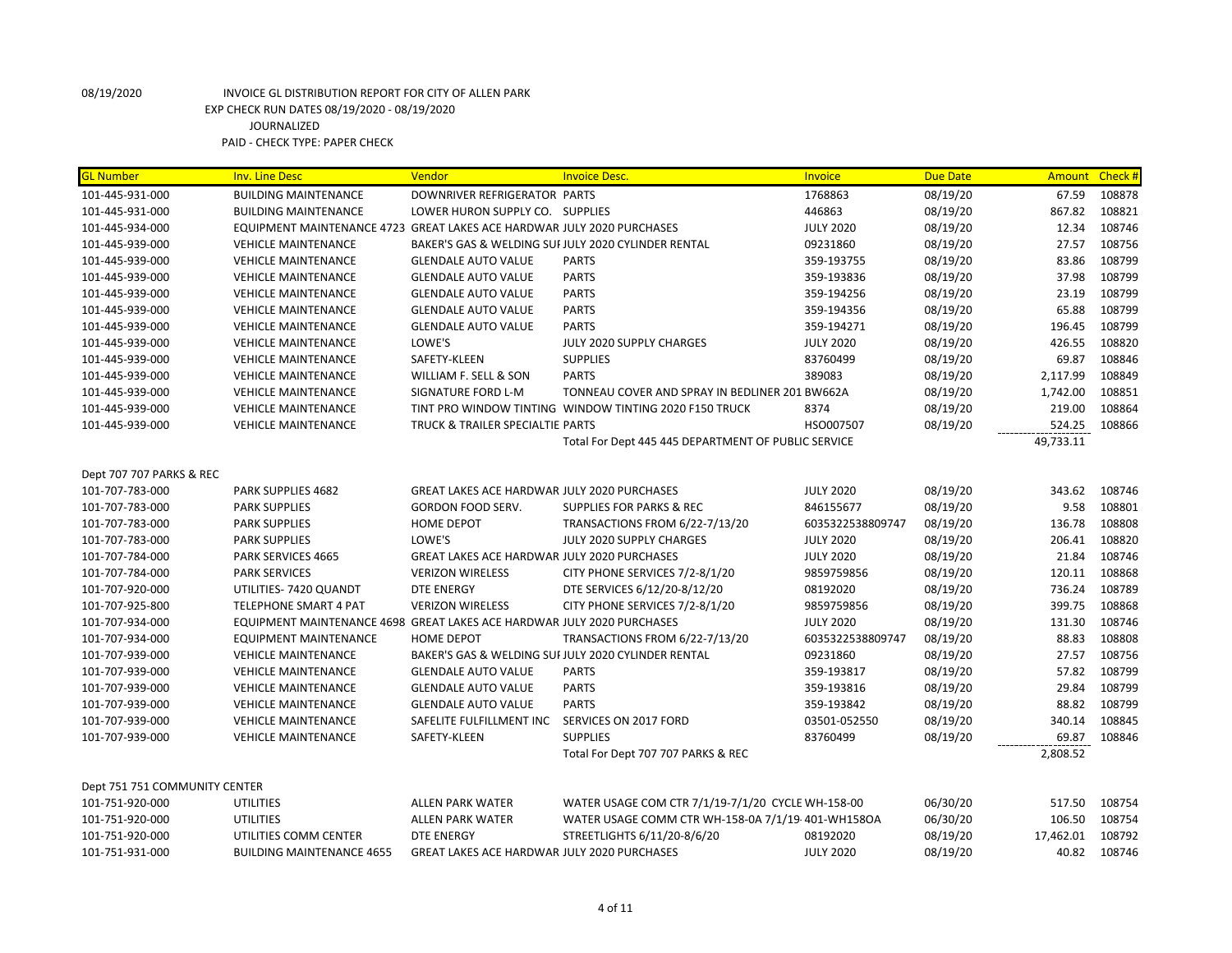08/19/2020 INVOICE GL DISTRIBUTION REPORT FOR CITY OF ALLEN PARK
EXP CHECK RUN DATES 08/19/2020 - 08/19/2020
JOURNALIZED
PAID - CHECK TYPE: PAPER CHECK

| GL Number | Inv. Line Desc | Vendor | Invoice Desc. | Invoice | Due Date | Amount | Check # |
|---|---|---|---|---|---|---|---|
| 101-445-931-000 | BUILDING MAINTENANCE | DOWNRIVER REFRIGERATOR | PARTS | 1768863 | 08/19/20 | 67.59 | 108878 |
| 101-445-931-000 | BUILDING MAINTENANCE | LOWER HURON SUPPLY CO. | SUPPLIES | 446863 | 08/19/20 | 867.82 | 108821 |
| 101-445-934-000 | EQUIPMENT MAINTENANCE 4723 | GREAT LAKES ACE HARDWAR | JULY 2020 PURCHASES | JULY 2020 | 08/19/20 | 12.34 | 108746 |
| 101-445-939-000 | VEHICLE MAINTENANCE | BAKER'S GAS & WELDING SUI | JULY 2020 CYLINDER RENTAL | 09231860 | 08/19/20 | 27.57 | 108756 |
| 101-445-939-000 | VEHICLE MAINTENANCE | GLENDALE AUTO VALUE | PARTS | 359-193755 | 08/19/20 | 83.86 | 108799 |
| 101-445-939-000 | VEHICLE MAINTENANCE | GLENDALE AUTO VALUE | PARTS | 359-193836 | 08/19/20 | 37.98 | 108799 |
| 101-445-939-000 | VEHICLE MAINTENANCE | GLENDALE AUTO VALUE | PARTS | 359-194256 | 08/19/20 | 23.19 | 108799 |
| 101-445-939-000 | VEHICLE MAINTENANCE | GLENDALE AUTO VALUE | PARTS | 359-194356 | 08/19/20 | 65.88 | 108799 |
| 101-445-939-000 | VEHICLE MAINTENANCE | GLENDALE AUTO VALUE | PARTS | 359-194271 | 08/19/20 | 196.45 | 108799 |
| 101-445-939-000 | VEHICLE MAINTENANCE | LOWE'S | JULY 2020 SUPPLY CHARGES | JULY 2020 | 08/19/20 | 426.55 | 108820 |
| 101-445-939-000 | VEHICLE MAINTENANCE | SAFETY-KLEEN | SUPPLIES | 83760499 | 08/19/20 | 69.87 | 108846 |
| 101-445-939-000 | VEHICLE MAINTENANCE | WILLIAM F. SELL & SON | PARTS | 389083 | 08/19/20 | 2,117.99 | 108849 |
| 101-445-939-000 | VEHICLE MAINTENANCE | SIGNATURE FORD L-M | TONNEAU COVER AND SPRAY IN BEDLINER 201 | BW662A | 08/19/20 | 1,742.00 | 108851 |
| 101-445-939-000 | VEHICLE MAINTENANCE | TINT PRO WINDOW TINTING | WINDOW TINTING 2020 F150 TRUCK | 8374 | 08/19/20 | 219.00 | 108864 |
| 101-445-939-000 | VEHICLE MAINTENANCE | TRUCK & TRAILER SPECIALTIE | PARTS | HSO007507 | 08/19/20 | 524.25 | 108866 |
| | | | Total For Dept 445 445 DEPARTMENT OF PUBLIC SERVICE | | | 49,733.11 | |
| Dept 707 707 PARKS & REC | | | | | | | |
| 101-707-783-000 | PARK SUPPLIES 4682 | GREAT LAKES ACE HARDWAR | JULY 2020 PURCHASES | JULY 2020 | 08/19/20 | 343.62 | 108746 |
| 101-707-783-000 | PARK SUPPLIES | GORDON FOOD SERV. | SUPPLIES FOR PARKS & REC | 846155677 | 08/19/20 | 9.58 | 108801 |
| 101-707-783-000 | PARK SUPPLIES | HOME DEPOT | TRANSACTIONS FROM 6/22-7/13/20 | 6035322538809747 | 08/19/20 | 136.78 | 108808 |
| 101-707-783-000 | PARK SUPPLIES | LOWE'S | JULY 2020 SUPPLY CHARGES | JULY 2020 | 08/19/20 | 206.41 | 108820 |
| 101-707-784-000 | PARK SERVICES 4665 | GREAT LAKES ACE HARDWAR | JULY 2020 PURCHASES | JULY 2020 | 08/19/20 | 21.84 | 108746 |
| 101-707-784-000 | PARK SERVICES | VERIZON WIRELESS | CITY PHONE SERVICES 7/2-8/1/20 | 9859759856 | 08/19/20 | 120.11 | 108868 |
| 101-707-920-000 | UTILITIES- 7420 QUANDT | DTE ENERGY | DTE SERVICES 6/12/20-8/12/20 | 08192020 | 08/19/20 | 736.24 | 108789 |
| 101-707-925-800 | TELEPHONE SMART 4 PAT | VERIZON WIRELESS | CITY PHONE SERVICES 7/2-8/1/20 | 9859759856 | 08/19/20 | 399.75 | 108868 |
| 101-707-934-000 | EQUIPMENT MAINTENANCE 4698 | GREAT LAKES ACE HARDWAR | JULY 2020 PURCHASES | JULY 2020 | 08/19/20 | 131.30 | 108746 |
| 101-707-934-000 | EQUIPMENT MAINTENANCE | HOME DEPOT | TRANSACTIONS FROM 6/22-7/13/20 | 6035322538809747 | 08/19/20 | 88.83 | 108808 |
| 101-707-939-000 | VEHICLE MAINTENANCE | BAKER'S GAS & WELDING SUI | JULY 2020 CYLINDER RENTAL | 09231860 | 08/19/20 | 27.57 | 108756 |
| 101-707-939-000 | VEHICLE MAINTENANCE | GLENDALE AUTO VALUE | PARTS | 359-193817 | 08/19/20 | 57.82 | 108799 |
| 101-707-939-000 | VEHICLE MAINTENANCE | GLENDALE AUTO VALUE | PARTS | 359-193816 | 08/19/20 | 29.84 | 108799 |
| 101-707-939-000 | VEHICLE MAINTENANCE | GLENDALE AUTO VALUE | PARTS | 359-193842 | 08/19/20 | 88.82 | 108799 |
| 101-707-939-000 | VEHICLE MAINTENANCE | SAFELITE FULFILLMENT INC | SERVICES ON 2017 FORD | 03501-052550 | 08/19/20 | 340.14 | 108845 |
| 101-707-939-000 | VEHICLE MAINTENANCE | SAFETY-KLEEN | SUPPLIES | 83760499 | 08/19/20 | 69.87 | 108846 |
| | | | Total For Dept 707 707 PARKS & REC | | | 2,808.52 | |
| Dept 751 751 COMMUNITY CENTER | | | | | | | |
| 101-751-920-000 | UTILITIES | ALLEN PARK WATER | WATER USAGE COM CTR 7/1/19-7/1/20 CYCLE | WH-158-00 | 06/30/20 | 517.50 | 108754 |
| 101-751-920-000 | UTILITIES | ALLEN PARK WATER | WATER USAGE COMM CTR WH-158-0A 7/1/19- | 401-WH158OA | 06/30/20 | 106.50 | 108754 |
| 101-751-920-000 | UTILITIES COMM CENTER | DTE ENERGY | STREETLIGHTS 6/11/20-8/6/20 | 08192020 | 08/19/20 | 17,462.01 | 108792 |
| 101-751-931-000 | BUILDING MAINTENANCE 4655 | GREAT LAKES ACE HARDWAR | JULY 2020 PURCHASES | JULY 2020 | 08/19/20 | 40.82 | 108746 |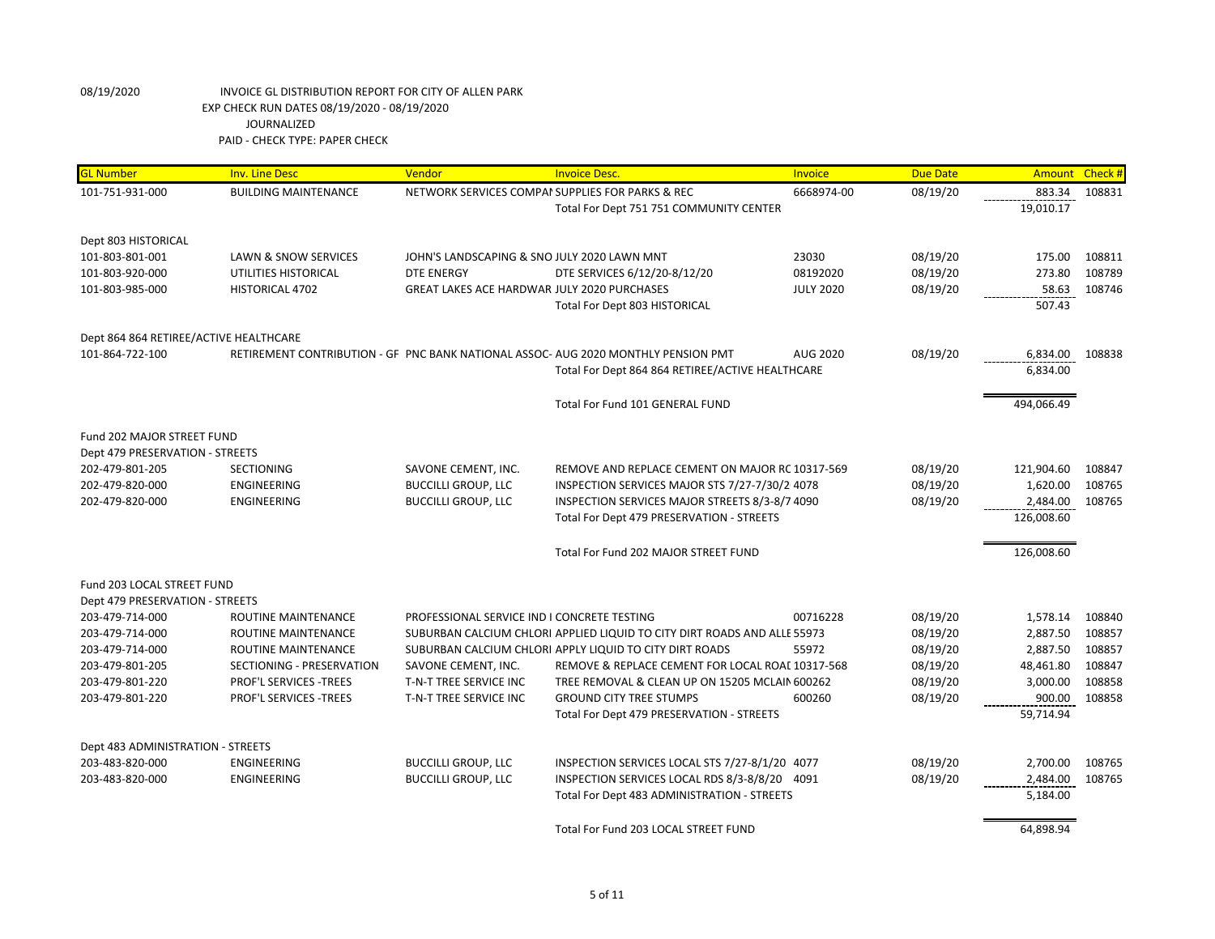08/19/2020 INVOICE GL DISTRIBUTION REPORT FOR CITY OF ALLEN PARK
EXP CHECK RUN DATES 08/19/2020 - 08/19/2020
JOURNALIZED
PAID - CHECK TYPE: PAPER CHECK

| GL Number | Inv. Line Desc | Vendor | Invoice Desc. | Invoice | Due Date | Amount | Check # |
|---|---|---|---|---|---|---|---|
| 101-751-931-000 | BUILDING MAINTENANCE | NETWORK SERVICES COMPAI | SUPPLIES FOR PARKS & REC | 6668974-00 | 08/19/20 | 883.34 | 108831 |
| | | | Total For Dept 751 751 COMMUNITY CENTER | | | 19,010.17 | |
| Dept 803 HISTORICAL | | | | | | | |
| 101-803-801-001 | LAWN & SNOW SERVICES | JOHN'S LANDSCAPING & SNO | JULY 2020 LAWN MNT | 23030 | 08/19/20 | 175.00 | 108811 |
| 101-803-920-000 | UTILITIES HISTORICAL | DTE ENERGY | DTE SERVICES 6/12/20-8/12/20 | 08192020 | 08/19/20 | 273.80 | 108789 |
| 101-803-985-000 | HISTORICAL 4702 | GREAT LAKES ACE HARDWAR | JULY 2020 PURCHASES | JULY 2020 | 08/19/20 | 58.63 | 108746 |
| | | | Total For Dept 803 HISTORICAL | | | 507.43 | |
| Dept 864 864 RETIREE/ACTIVE HEALTHCARE | | | | | | | |
| 101-864-722-100 | RETIREMENT CONTRIBUTION - GF | PNC BANK NATIONAL ASSOC- | AUG 2020 MONTHLY PENSION PMT | AUG 2020 | 08/19/20 | 6,834.00 | 108838 |
| | | | Total For Dept 864 864 RETIREE/ACTIVE HEALTHCARE | | | 6,834.00 | |
| | | | Total For Fund 101 GENERAL FUND | | | 494,066.49 | |
| Fund 202 MAJOR STREET FUND | | | | | | | |
| Dept 479 PRESERVATION - STREETS | | | | | | | |
| 202-479-801-205 | SECTIONING | SAVONE CEMENT, INC. | REMOVE AND REPLACE CEMENT ON MAJOR RC | 10317-569 | 08/19/20 | 121,904.60 | 108847 |
| 202-479-820-000 | ENGINEERING | BUCCILLI GROUP, LLC | INSPECTION SERVICES MAJOR STS 7/27-7/30/2 | 4078 | 08/19/20 | 1,620.00 | 108765 |
| 202-479-820-000 | ENGINEERING | BUCCILLI GROUP, LLC | INSPECTION SERVICES MAJOR STREETS 8/3-8/7 | 4090 | 08/19/20 | 2,484.00 | 108765 |
| | | | Total For Dept 479 PRESERVATION - STREETS | | | 126,008.60 | |
| | | | Total For Fund 202 MAJOR STREET FUND | | | 126,008.60 | |
| Fund 203 LOCAL STREET FUND | | | | | | | |
| Dept 479 PRESERVATION - STREETS | | | | | | | |
| 203-479-714-000 | ROUTINE MAINTENANCE | PROFESSIONAL SERVICE IND I | CONCRETE TESTING | 00716228 | 08/19/20 | 1,578.14 | 108840 |
| 203-479-714-000 | ROUTINE MAINTENANCE | SUBURBAN CALCIUM CHLORI | APPLIED LIQUID TO CITY DIRT ROADS AND ALLE | 55973 | 08/19/20 | 2,887.50 | 108857 |
| 203-479-714-000 | ROUTINE MAINTENANCE | SUBURBAN CALCIUM CHLORI | APPLY LIQUID TO CITY DIRT ROADS | 55972 | 08/19/20 | 2,887.50 | 108857 |
| 203-479-801-205 | SECTIONING - PRESERVATION | SAVONE CEMENT, INC. | REMOVE & REPLACE CEMENT FOR LOCAL ROAI | 10317-568 | 08/19/20 | 48,461.80 | 108847 |
| 203-479-801-220 | PROF'L SERVICES -TREES | T-N-T TREE SERVICE INC | TREE REMOVAL & CLEAN UP ON 15205 MCLAIN | 600262 | 08/19/20 | 3,000.00 | 108858 |
| 203-479-801-220 | PROF'L SERVICES -TREES | T-N-T TREE SERVICE INC | GROUND CITY TREE STUMPS | 600260 | 08/19/20 | 900.00 | 108858 |
| | | | Total For Dept 479 PRESERVATION - STREETS | | | 59,714.94 | |
| Dept 483 ADMINISTRATION - STREETS | | | | | | | |
| 203-483-820-000 | ENGINEERING | BUCCILLI GROUP, LLC | INSPECTION SERVICES LOCAL STS 7/27-8/1/20 | 4077 | 08/19/20 | 2,700.00 | 108765 |
| 203-483-820-000 | ENGINEERING | BUCCILLI GROUP, LLC | INSPECTION SERVICES LOCAL RDS 8/3-8/8/20 | 4091 | 08/19/20 | 2,484.00 | 108765 |
| | | | Total For Dept 483 ADMINISTRATION - STREETS | | | 5,184.00 | |
| | | | Total For Fund 203 LOCAL STREET FUND | | | 64,898.94 | |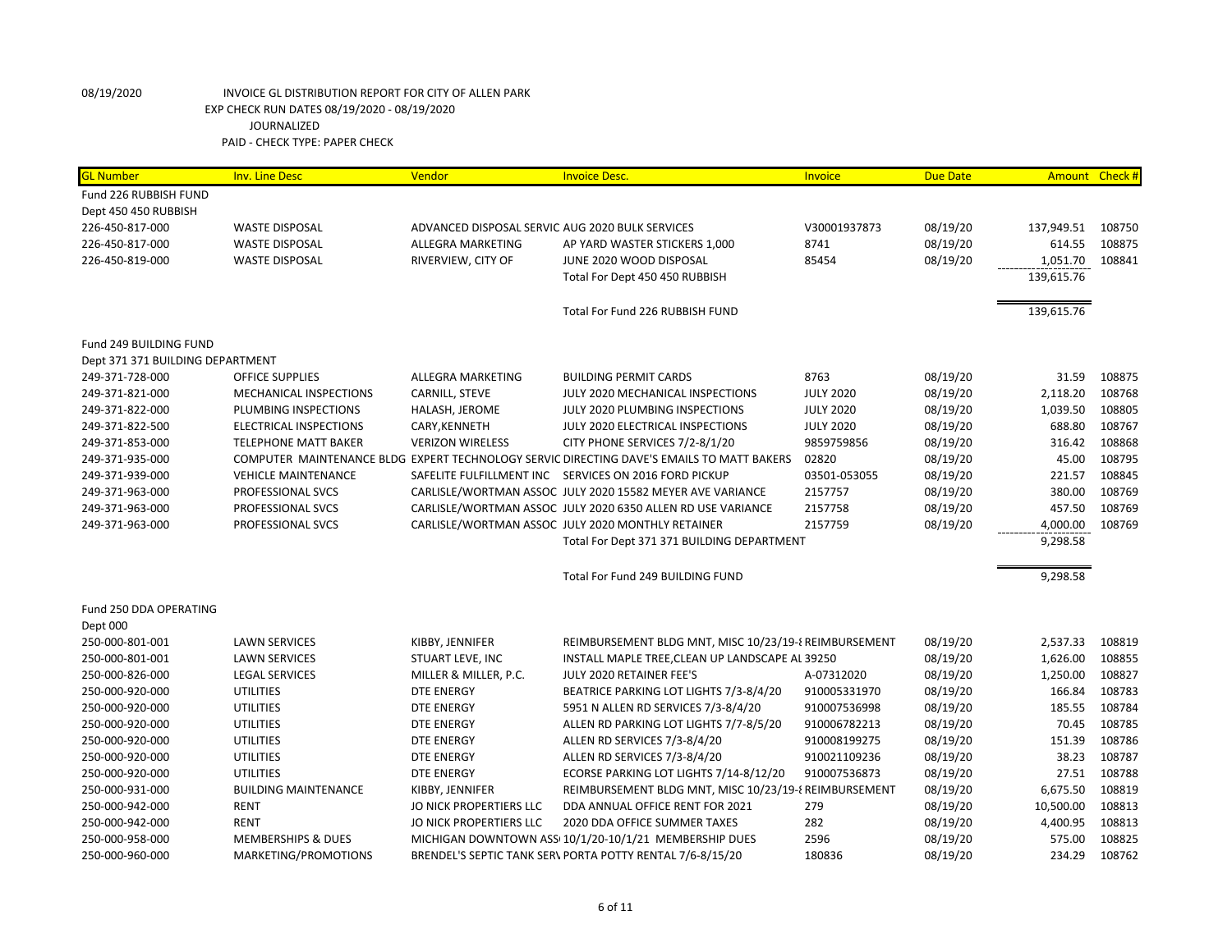08/19/2020 INVOICE GL DISTRIBUTION REPORT FOR CITY OF ALLEN PARK
EXP CHECK RUN DATES 08/19/2020 - 08/19/2020
JOURNALIZED
PAID - CHECK TYPE: PAPER CHECK

| GL Number | Inv. Line Desc | Vendor | Invoice Desc. | Invoice | Due Date | Amount | Check # |
|---|---|---|---|---|---|---|---|
| Fund 226 RUBBISH FUND | | | | | | | |
| Dept 450 450 RUBBISH | | | | | | | |
| 226-450-817-000 | WASTE DISPOSAL | ADVANCED DISPOSAL SERVIC | AUG 2020 BULK SERVICES | V30001937873 | 08/19/20 | 137,949.51 | 108750 |
| 226-450-817-000 | WASTE DISPOSAL | ALLEGRA MARKETING | AP YARD WASTER STICKERS 1,000 | 8741 | 08/19/20 | 614.55 | 108875 |
| 226-450-819-000 | WASTE DISPOSAL | RIVERVIEW, CITY OF | JUNE 2020 WOOD DISPOSAL | 85454 | 08/19/20 | 1,051.70 | 108841 |
| | | | Total For Dept 450 450 RUBBISH | | | 139,615.76 | |
| | | | Total For Fund 226 RUBBISH FUND | | | 139,615.76 | |
| Fund 249 BUILDING FUND | | | | | | | |
| Dept 371 371 BUILDING DEPARTMENT | | | | | | | |
| 249-371-728-000 | OFFICE SUPPLIES | ALLEGRA MARKETING | BUILDING PERMIT CARDS | 8763 | 08/19/20 | 31.59 | 108875 |
| 249-371-821-000 | MECHANICAL INSPECTIONS | CARNILL, STEVE | JULY 2020 MECHANICAL INSPECTIONS | JULY 2020 | 08/19/20 | 2,118.20 | 108768 |
| 249-371-822-000 | PLUMBING INSPECTIONS | HALASH, JEROME | JULY 2020 PLUMBING INSPECTIONS | JULY 2020 | 08/19/20 | 1,039.50 | 108805 |
| 249-371-822-500 | ELECTRICAL INSPECTIONS | CARY,KENNETH | JULY 2020 ELECTRICAL INSPECTIONS | JULY 2020 | 08/19/20 | 688.80 | 108767 |
| 249-371-853-000 | TELEPHONE MATT BAKER | VERIZON WIRELESS | CITY PHONE SERVICES 7/2-8/1/20 | 9859759856 | 08/19/20 | 316.42 | 108868 |
| 249-371-935-000 | COMPUTER MAINTENANCE BLDG | EXPERT TECHNOLOGY SERVIC | DIRECTING DAVE'S EMAILS TO MATT BAKERS | 02820 | 08/19/20 | 45.00 | 108795 |
| 249-371-939-000 | VEHICLE MAINTENANCE | SAFELITE FULFILLMENT INC | SERVICES ON 2016 FORD PICKUP | 03501-053055 | 08/19/20 | 221.57 | 108845 |
| 249-371-963-000 | PROFESSIONAL SVCS | CARLISLE/WORTMAN ASSOC | JULY 2020 15582 MEYER AVE VARIANCE | 2157757 | 08/19/20 | 380.00 | 108769 |
| 249-371-963-000 | PROFESSIONAL SVCS | CARLISLE/WORTMAN ASSOC | JULY 2020 6350 ALLEN RD USE VARIANCE | 2157758 | 08/19/20 | 457.50 | 108769 |
| 249-371-963-000 | PROFESSIONAL SVCS | CARLISLE/WORTMAN ASSOC | JULY 2020 MONTHLY RETAINER | 2157759 | 08/19/20 | 4,000.00 | 108769 |
| | | | Total For Dept 371 371 BUILDING DEPARTMENT | | | 9,298.58 | |
| | | | Total For Fund 249 BUILDING FUND | | | 9,298.58 | |
| Fund 250 DDA OPERATING | | | | | | | |
| Dept 000 | | | | | | | |
| 250-000-801-001 | LAWN SERVICES | KIBBY, JENNIFER | REIMBURSEMENT BLDG MNT, MISC 10/23/19-8 | REIMBURSEMENT | 08/19/20 | 2,537.33 | 108819 |
| 250-000-801-001 | LAWN SERVICES | STUART LEVE, INC | INSTALL MAPLE TREE,CLEAN UP LANDSCAPE AL | 39250 | 08/19/20 | 1,626.00 | 108855 |
| 250-000-826-000 | LEGAL SERVICES | MILLER & MILLER, P.C. | JULY 2020 RETAINER FEE'S | A-07312020 | 08/19/20 | 1,250.00 | 108827 |
| 250-000-920-000 | UTILITIES | DTE ENERGY | BEATRICE PARKING LOT LIGHTS 7/3-8/4/20 | 910005331970 | 08/19/20 | 166.84 | 108783 |
| 250-000-920-000 | UTILITIES | DTE ENERGY | 5951 N ALLEN RD SERVICES 7/3-8/4/20 | 910007536998 | 08/19/20 | 185.55 | 108784 |
| 250-000-920-000 | UTILITIES | DTE ENERGY | ALLEN RD PARKING LOT LIGHTS 7/7-8/5/20 | 910006782213 | 08/19/20 | 70.45 | 108785 |
| 250-000-920-000 | UTILITIES | DTE ENERGY | ALLEN RD SERVICES 7/3-8/4/20 | 910008199275 | 08/19/20 | 151.39 | 108786 |
| 250-000-920-000 | UTILITIES | DTE ENERGY | ALLEN RD SERVICES 7/3-8/4/20 | 910021109236 | 08/19/20 | 38.23 | 108787 |
| 250-000-920-000 | UTILITIES | DTE ENERGY | ECORSE PARKING LOT LIGHTS 7/14-8/12/20 | 910007536873 | 08/19/20 | 27.51 | 108788 |
| 250-000-931-000 | BUILDING MAINTENANCE | KIBBY, JENNIFER | REIMBURSEMENT BLDG MNT, MISC 10/23/19-8 | REIMBURSEMENT | 08/19/20 | 6,675.50 | 108819 |
| 250-000-942-000 | RENT | JO NICK PROPERTIERS LLC | DDA ANNUAL OFFICE RENT FOR 2021 | 279 | 08/19/20 | 10,500.00 | 108813 |
| 250-000-942-000 | RENT | JO NICK PROPERTIERS LLC | 2020 DDA OFFICE SUMMER TAXES | 282 | 08/19/20 | 4,400.95 | 108813 |
| 250-000-958-000 | MEMBERSHIPS & DUES | MICHIGAN DOWNTOWN ASS | 10/1/20-10/1/21 MEMBERSHIP DUES | 2596 | 08/19/20 | 575.00 | 108825 |
| 250-000-960-000 | MARKETING/PROMOTIONS | BRENDEL'S SEPTIC TANK SER\ | PORTA POTTY RENTAL 7/6-8/15/20 | 180836 | 08/19/20 | 234.29 | 108762 |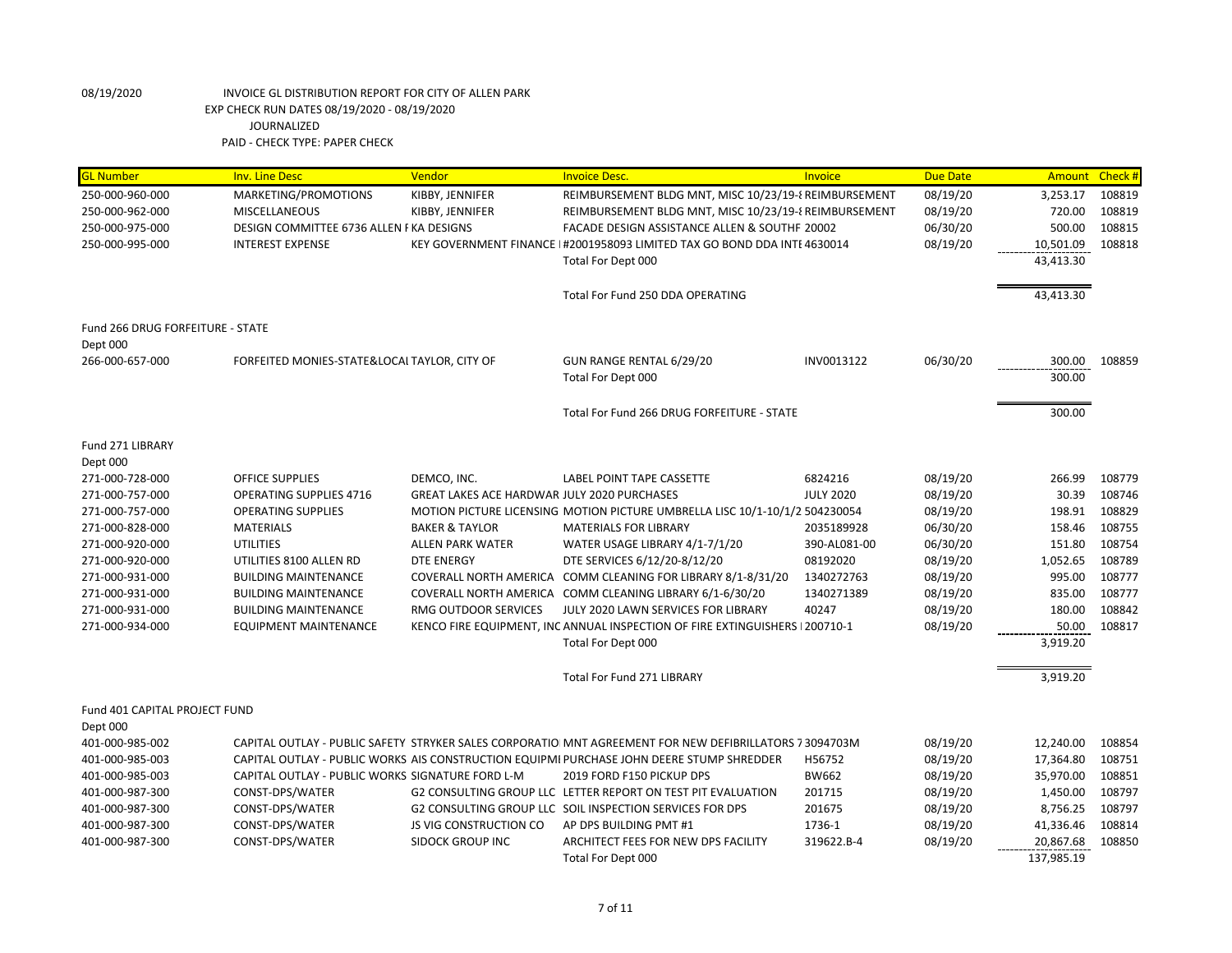08/19/2020 INVOICE GL DISTRIBUTION REPORT FOR CITY OF ALLEN PARK
EXP CHECK RUN DATES 08/19/2020 - 08/19/2020
JOURNALIZED
PAID - CHECK TYPE: PAPER CHECK

| GL Number | Inv. Line Desc | Vendor | Invoice Desc. | Invoice | Due Date | Amount | Check # |
|---|---|---|---|---|---|---|---|
| 250-000-960-000 | MARKETING/PROMOTIONS | KIBBY, JENNIFER | REIMBURSEMENT BLDG MNT, MISC 10/23/19-8 REIMBURSEMENT | | 08/19/20 | 3,253.17 | 108819 |
| 250-000-962-000 | MISCELLANEOUS | KIBBY, JENNIFER | REIMBURSEMENT BLDG MNT, MISC 10/23/19-8 REIMBURSEMENT | | 08/19/20 | 720.00 | 108819 |
| 250-000-975-000 | DESIGN COMMITTEE 6736 ALLEN F KA DESIGNS | | FACADE DESIGN ASSISTANCE ALLEN & SOUTHF 20002 | | 06/30/20 | 500.00 | 108815 |
| 250-000-995-000 | INTEREST EXPENSE | KEY GOVERNMENT FINANCE I | #2001958093 LIMITED TAX GO BOND DDA INTE 4630014 | | 08/19/20 | 10,501.09 | 108818 |
| | | | Total For Dept 000 | | | 43,413.30 | |
| | | | Total For Fund 250 DDA OPERATING | | | 43,413.30 | |
| Fund 266 DRUG FORFEITURE - STATE | | | | | | | |
| Dept 000 | | | | | | | |
| 266-000-657-000 | FORFEITED MONIES-STATE&LOCAI TAYLOR, CITY OF | | GUN RANGE RENTAL 6/29/20 | INV0013122 | 06/30/20 | 300.00 | 108859 |
| | | | Total For Dept 000 | | | 300.00 | |
| | | | Total For Fund 266 DRUG FORFEITURE - STATE | | | 300.00 | |
| Fund 271 LIBRARY | | | | | | | |
| Dept 000 | | | | | | | |
| 271-000-728-000 | OFFICE SUPPLIES | DEMCO, INC. | LABEL POINT TAPE CASSETTE | 6824216 | 08/19/20 | 266.99 | 108779 |
| 271-000-757-000 | OPERATING SUPPLIES 4716 | GREAT LAKES ACE HARDWAR | JULY 2020 PURCHASES | JULY 2020 | 08/19/20 | 30.39 | 108746 |
| 271-000-757-000 | OPERATING SUPPLIES | MOTION PICTURE LICENSING | MOTION PICTURE UMBRELLA LISC 10/1-10/1/2 | 504230054 | 08/19/20 | 198.91 | 108829 |
| 271-000-828-000 | MATERIALS | BAKER & TAYLOR | MATERIALS FOR LIBRARY | 2035189928 | 06/30/20 | 158.46 | 108755 |
| 271-000-920-000 | UTILITIES | ALLEN PARK WATER | WATER USAGE LIBRARY 4/1-7/1/20 | 390-AL081-00 | 06/30/20 | 151.80 | 108754 |
| 271-000-920-000 | UTILITIES 8100 ALLEN RD | DTE ENERGY | DTE SERVICES 6/12/20-8/12/20 | 08192020 | 08/19/20 | 1,052.65 | 108789 |
| 271-000-931-000 | BUILDING MAINTENANCE | COVERALL NORTH AMERICA | COMM CLEANING FOR LIBRARY 8/1-8/31/20 | 1340272763 | 08/19/20 | 995.00 | 108777 |
| 271-000-931-000 | BUILDING MAINTENANCE | COVERALL NORTH AMERICA | COMM CLEANING LIBRARY 6/1-6/30/20 | 1340271389 | 08/19/20 | 835.00 | 108777 |
| 271-000-931-000 | BUILDING MAINTENANCE | RMG OUTDOOR SERVICES | JULY 2020 LAWN SERVICES FOR LIBRARY | 40247 | 08/19/20 | 180.00 | 108842 |
| 271-000-934-000 | EQUIPMENT MAINTENANCE | KENCO FIRE EQUIPMENT, INC | ANNUAL INSPECTION OF FIRE EXTINGUISHERS I | 200710-1 | 08/19/20 | 50.00 | 108817 |
| | | | Total For Dept 000 | | | 3,919.20 | |
| | | | Total For Fund 271 LIBRARY | | | 3,919.20 | |
| Fund 401 CAPITAL PROJECT FUND | | | | | | | |
| Dept 000 | | | | | | | |
| 401-000-985-002 | CAPITAL OUTLAY - PUBLIC SAFETY | STRYKER SALES CORPORATIO | MNT AGREEMENT FOR NEW DEFIBRILLATORS 7 | 3094703M | 08/19/20 | 12,240.00 | 108854 |
| 401-000-985-003 | CAPITAL OUTLAY - PUBLIC WORKS | AIS CONSTRUCTION EQUIPMI | PURCHASE JOHN DEERE STUMP SHREDDER | H56752 | 08/19/20 | 17,364.80 | 108751 |
| 401-000-985-003 | CAPITAL OUTLAY - PUBLIC WORKS | SIGNATURE FORD L-M | 2019 FORD F150 PICKUP DPS | BW662 | 08/19/20 | 35,970.00 | 108851 |
| 401-000-987-300 | CONST-DPS/WATER | G2 CONSULTING GROUP LLC | LETTER REPORT ON TEST PIT EVALUATION | 201715 | 08/19/20 | 1,450.00 | 108797 |
| 401-000-987-300 | CONST-DPS/WATER | G2 CONSULTING GROUP LLC | SOIL INSPECTION SERVICES FOR DPS | 201675 | 08/19/20 | 8,756.25 | 108797 |
| 401-000-987-300 | CONST-DPS/WATER | JS VIG CONSTRUCTION CO | AP DPS BUILDING PMT #1 | 1736-1 | 08/19/20 | 41,336.46 | 108814 |
| 401-000-987-300 | CONST-DPS/WATER | SIDOCK GROUP INC | ARCHITECT FEES FOR NEW DPS FACILITY | 319622.B-4 | 08/19/20 | 20,867.68 | 108850 |
| | | | Total For Dept 000 | | | 137,985.19 | |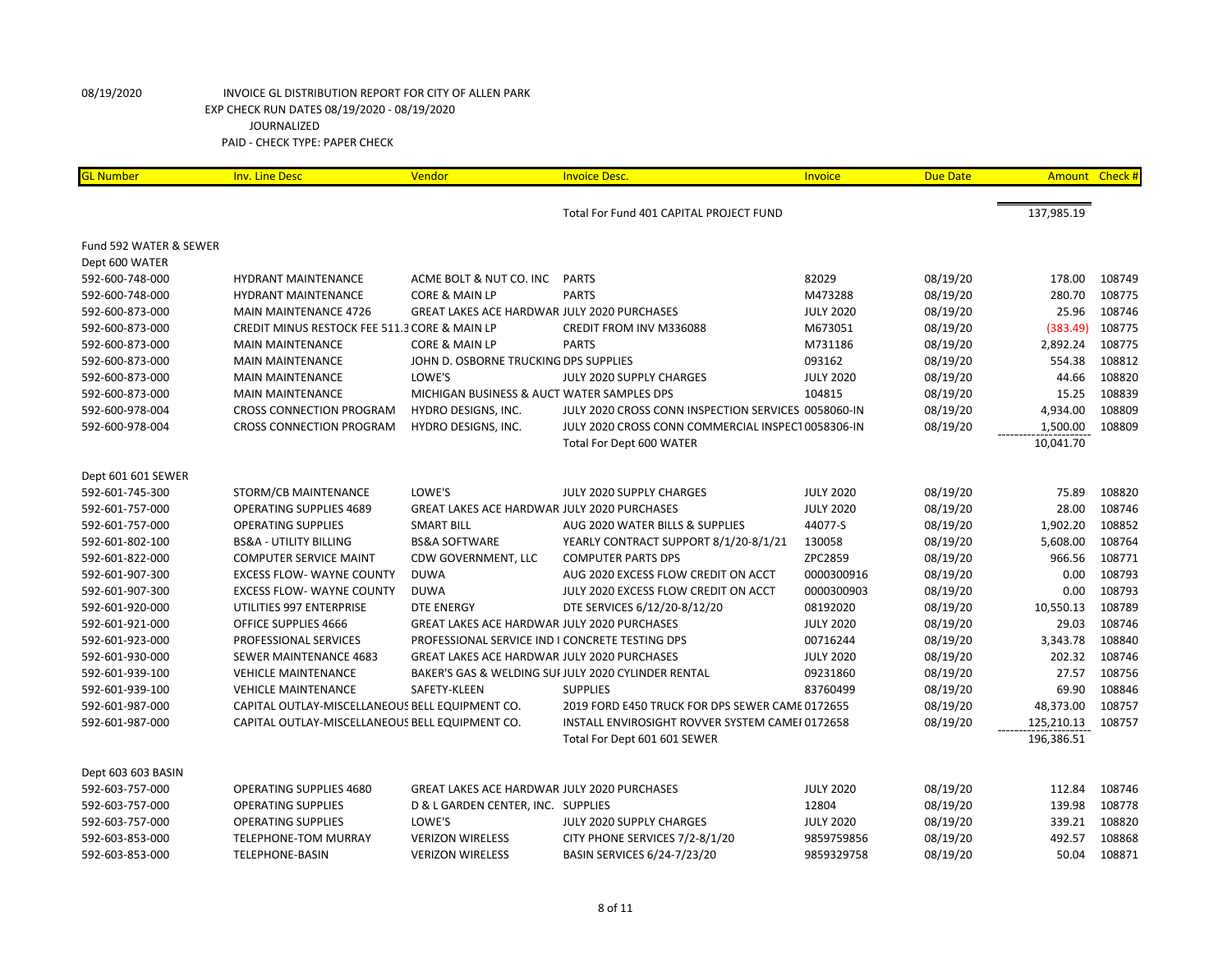08/19/2020 INVOICE GL DISTRIBUTION REPORT FOR CITY OF ALLEN PARK
EXP CHECK RUN DATES 08/19/2020 - 08/19/2020
JOURNALIZED
PAID - CHECK TYPE: PAPER CHECK

| GL Number | Inv. Line Desc | Vendor | Invoice Desc. | Invoice | Due Date | Amount | Check # |
|---|---|---|---|---|---|---|---|
| | | | Total For Fund 401 CAPITAL PROJECT FUND | | | 137,985.19 | |
| Fund 592 WATER & SEWER | | | | | | | |
| Dept 600 WATER | | | | | | | |
| 592-600-748-000 | HYDRANT MAINTENANCE | ACME BOLT & NUT CO. INC | PARTS | 82029 | 08/19/20 | 178.00 | 108749 |
| 592-600-748-000 | HYDRANT MAINTENANCE | CORE & MAIN LP | PARTS | M473288 | 08/19/20 | 280.70 | 108775 |
| 592-600-873-000 | MAIN MAINTENANCE 4726 | GREAT LAKES ACE HARDWAR | JULY 2020 PURCHASES | JULY 2020 | 08/19/20 | 25.96 | 108746 |
| 592-600-873-000 | CREDIT MINUS RESTOCK FEE 511.3 | CORE & MAIN LP | CREDIT FROM INV M336088 | M673051 | 08/19/20 | (383.49) | 108775 |
| 592-600-873-000 | MAIN MAINTENANCE | CORE & MAIN LP | PARTS | M731186 | 08/19/20 | 2,892.24 | 108775 |
| 592-600-873-000 | MAIN MAINTENANCE | JOHN D. OSBORNE TRUCKING | DPS SUPPLIES | 093162 | 08/19/20 | 554.38 | 108812 |
| 592-600-873-000 | MAIN MAINTENANCE | LOWE'S | JULY 2020 SUPPLY CHARGES | JULY 2020 | 08/19/20 | 44.66 | 108820 |
| 592-600-873-000 | MAIN MAINTENANCE | MICHIGAN BUSINESS & AUCT | WATER SAMPLES DPS | 104815 | 08/19/20 | 15.25 | 108839 |
| 592-600-978-004 | CROSS CONNECTION PROGRAM | HYDRO DESIGNS, INC. | JULY 2020 CROSS CONN INSPECTION SERVICES | 0058060-IN | 08/19/20 | 4,934.00 | 108809 |
| 592-600-978-004 | CROSS CONNECTION PROGRAM | HYDRO DESIGNS, INC. | JULY 2020 CROSS CONN COMMERCIAL INSPECT | 0058306-IN | 08/19/20 | 1,500.00 | 108809 |
| | | | Total For Dept 600 WATER | | | 10,041.70 | |
| Dept 601 601 SEWER | | | | | | | |
| 592-601-745-300 | STORM/CB MAINTENANCE | LOWE'S | JULY 2020 SUPPLY CHARGES | JULY 2020 | 08/19/20 | 75.89 | 108820 |
| 592-601-757-000 | OPERATING SUPPLIES 4689 | GREAT LAKES ACE HARDWAR | JULY 2020 PURCHASES | JULY 2020 | 08/19/20 | 28.00 | 108746 |
| 592-601-757-000 | OPERATING SUPPLIES | SMART BILL | AUG 2020 WATER BILLS & SUPPLIES | 44077-S | 08/19/20 | 1,902.20 | 108852 |
| 592-601-802-100 | BS&A - UTILITY BILLING | BS&A SOFTWARE | YEARLY CONTRACT SUPPORT 8/1/20-8/1/21 | 130058 | 08/19/20 | 5,608.00 | 108764 |
| 592-601-822-000 | COMPUTER SERVICE MAINT | CDW GOVERNMENT, LLC | COMPUTER PARTS DPS | ZPC2859 | 08/19/20 | 966.56 | 108771 |
| 592-601-907-300 | EXCESS FLOW- WAYNE COUNTY | DUWA | AUG 2020 EXCESS FLOW CREDIT ON ACCT | 0000300916 | 08/19/20 | 0.00 | 108793 |
| 592-601-907-300 | EXCESS FLOW- WAYNE COUNTY | DUWA | JULY 2020 EXCESS FLOW CREDIT ON ACCT | 0000300903 | 08/19/20 | 0.00 | 108793 |
| 592-601-920-000 | UTILITIES 997 ENTERPRISE | DTE ENERGY | DTE SERVICES 6/12/20-8/12/20 | 08192020 | 08/19/20 | 10,550.13 | 108789 |
| 592-601-921-000 | OFFICE SUPPLIES 4666 | GREAT LAKES ACE HARDWAR | JULY 2020 PURCHASES | JULY 2020 | 08/19/20 | 29.03 | 108746 |
| 592-601-923-000 | PROFESSIONAL SERVICES | PROFESSIONAL SERVICE IND I | CONCRETE TESTING DPS | 00716244 | 08/19/20 | 3,343.78 | 108840 |
| 592-601-930-000 | SEWER MAINTENANCE 4683 | GREAT LAKES ACE HARDWAR | JULY 2020 PURCHASES | JULY 2020 | 08/19/20 | 202.32 | 108746 |
| 592-601-939-100 | VEHICLE MAINTENANCE | BAKER'S GAS & WELDING SUI | JULY 2020 CYLINDER RENTAL | 09231860 | 08/19/20 | 27.57 | 108756 |
| 592-601-939-100 | VEHICLE MAINTENANCE | SAFETY-KLEEN | SUPPLIES | 83760499 | 08/19/20 | 69.90 | 108846 |
| 592-601-987-000 | CAPITAL OUTLAY-MISCELLANEOUS | BELL EQUIPMENT CO. | 2019 FORD E450 TRUCK FOR DPS SEWER CAME | 0172655 | 08/19/20 | 48,373.00 | 108757 |
| 592-601-987-000 | CAPITAL OUTLAY-MISCELLANEOUS | BELL EQUIPMENT CO. | INSTALL ENVIROSIGHT ROVVER SYSTEM CAMEI | 0172658 | 08/19/20 | 125,210.13 | 108757 |
| | | | Total For Dept 601 601 SEWER | | | 196,386.51 | |
| Dept 603 603 BASIN | | | | | | | |
| 592-603-757-000 | OPERATING SUPPLIES 4680 | GREAT LAKES ACE HARDWAR | JULY 2020 PURCHASES | JULY 2020 | 08/19/20 | 112.84 | 108746 |
| 592-603-757-000 | OPERATING SUPPLIES | D & L GARDEN CENTER, INC. | SUPPLIES | 12804 | 08/19/20 | 139.98 | 108778 |
| 592-603-757-000 | OPERATING SUPPLIES | LOWE'S | JULY 2020 SUPPLY CHARGES | JULY 2020 | 08/19/20 | 339.21 | 108820 |
| 592-603-853-000 | TELEPHONE-TOM MURRAY | VERIZON WIRELESS | CITY PHONE SERVICES 7/2-8/1/20 | 9859759856 | 08/19/20 | 492.57 | 108868 |
| 592-603-853-000 | TELEPHONE-BASIN | VERIZON WIRELESS | BASIN SERVICES 6/24-7/23/20 | 9859329758 | 08/19/20 | 50.04 | 108871 |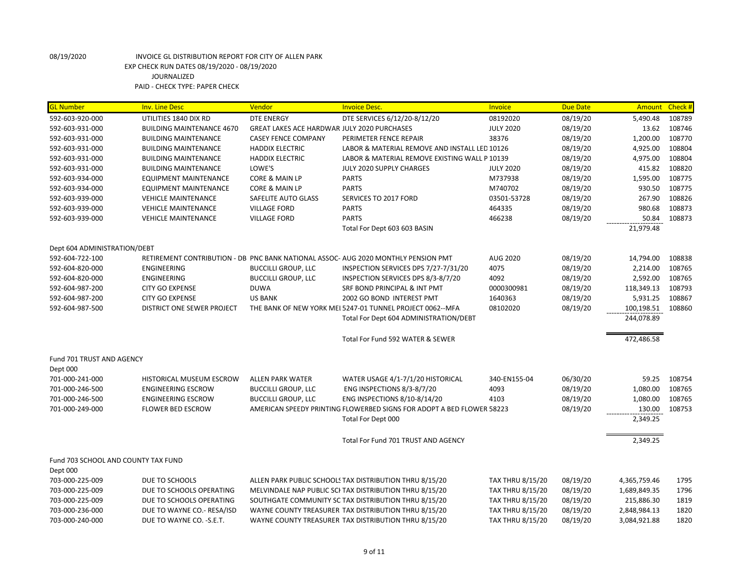08/19/2020 INVOICE GL DISTRIBUTION REPORT FOR CITY OF ALLEN PARK
EXP CHECK RUN DATES 08/19/2020 - 08/19/2020
JOURNALIZED
PAID - CHECK TYPE: PAPER CHECK

| GL Number | Inv. Line Desc | Vendor | Invoice Desc. | Invoice | Due Date | Amount | Check # |
|---|---|---|---|---|---|---|---|
| 592-603-920-000 | UTILITIES 1840 DIX RD | DTE ENERGY | DTE SERVICES 6/12/20-8/12/20 | 08192020 | 08/19/20 | 5,490.48 | 108789 |
| 592-603-931-000 | BUILDING MAINTENANCE 4670 | GREAT LAKES ACE HARDWAR | JULY 2020 PURCHASES | JULY 2020 | 08/19/20 | 13.62 | 108746 |
| 592-603-931-000 | BUILDING MAINTENANCE | CASEY FENCE COMPANY | PERIMETER FENCE REPAIR | 38376 | 08/19/20 | 1,200.00 | 108770 |
| 592-603-931-000 | BUILDING MAINTENANCE | HADDIX ELECTRIC | LABOR & MATERIAL REMOVE AND INSTALL LED | 10126 | 08/19/20 | 4,925.00 | 108804 |
| 592-603-931-000 | BUILDING MAINTENANCE | HADDIX ELECTRIC | LABOR & MATERIAL REMOVE EXISTING WALL P | 10139 | 08/19/20 | 4,975.00 | 108804 |
| 592-603-931-000 | BUILDING MAINTENANCE | LOWE'S | JULY 2020 SUPPLY CHARGES | JULY 2020 | 08/19/20 | 415.82 | 108820 |
| 592-603-934-000 | EQUIPMENT MAINTENANCE | CORE & MAIN LP | PARTS | M737938 | 08/19/20 | 1,595.00 | 108775 |
| 592-603-934-000 | EQUIPMENT MAINTENANCE | CORE & MAIN LP | PARTS | M740702 | 08/19/20 | 930.50 | 108775 |
| 592-603-939-000 | VEHICLE MAINTENANCE | SAFELITE AUTO GLASS | SERVICES TO 2017 FORD | 03501-53728 | 08/19/20 | 267.90 | 108826 |
| 592-603-939-000 | VEHICLE MAINTENANCE | VILLAGE FORD | PARTS | 464335 | 08/19/20 | 980.68 | 108873 |
| 592-603-939-000 | VEHICLE MAINTENANCE | VILLAGE FORD | PARTS | 466238 | 08/19/20 | 50.84 | 108873 |
| | | | Total For Dept 603 603 BASIN | | | 21,979.48 | |
| Dept 604 ADMINISTRATION/DEBT | | | | | | | |
| 592-604-722-100 | RETIREMENT CONTRIBUTION - DB | PNC BANK NATIONAL ASSOC- | AUG 2020 MONTHLY PENSION PMT | AUG 2020 | 08/19/20 | 14,794.00 | 108838 |
| 592-604-820-000 | ENGINEERING | BUCCILLI GROUP, LLC | INSPECTION SERVICES DPS 7/27-7/31/20 | 4075 | 08/19/20 | 2,214.00 | 108765 |
| 592-604-820-000 | ENGINEERING | BUCCILLI GROUP, LLC | INSPECTION SERVICES DPS 8/3-8/7/20 | 4092 | 08/19/20 | 2,592.00 | 108765 |
| 592-604-987-200 | CITY GO EXPENSE | DUWA | SRF BOND PRINCIPAL & INT PMT | 0000300981 | 08/19/20 | 118,349.13 | 108793 |
| 592-604-987-200 | CITY GO EXPENSE | US BANK | 2002 GO BOND INTEREST PMT | 1640363 | 08/19/20 | 5,931.25 | 108867 |
| 592-604-987-500 | DISTRICT ONE SEWER PROJECT | THE BANK OF NEW YORK MEI | 5247-01 TUNNEL PROJECT 0062--MFA | 08102020 | 08/19/20 | 100,198.51 | 108860 |
| | | | Total For Dept 604 ADMINISTRATION/DEBT | | | 244,078.89 | |
| | | | Total For Fund 592 WATER & SEWER | | | 472,486.58 | |
| Fund 701 TRUST AND AGENCY | | | | | | | |
| Dept 000 | | | | | | | |
| 701-000-241-000 | HISTORICAL MUSEUM ESCROW | ALLEN PARK WATER | WATER USAGE 4/1-7/1/20 HISTORICAL | 340-EN155-04 | 06/30/20 | 59.25 | 108754 |
| 701-000-246-500 | ENGINEERING ESCROW | BUCCILLI GROUP, LLC | ENG INSPECTIONS 8/3-8/7/20 | 4093 | 08/19/20 | 1,080.00 | 108765 |
| 701-000-246-500 | ENGINEERING ESCROW | BUCCILLI GROUP, LLC | ENG INSPECTIONS 8/10-8/14/20 | 4103 | 08/19/20 | 1,080.00 | 108765 |
| 701-000-249-000 | FLOWER BED ESCROW | AMERICAN SPEEDY PRINTING | FLOWERBED SIGNS FOR ADOPT A BED FLOWER | 58223 | 08/19/20 | 130.00 | 108753 |
| | | | Total For Dept 000 | | | 2,349.25 | |
| | | | Total For Fund 701 TRUST AND AGENCY | | | 2,349.25 | |
| Fund 703 SCHOOL AND COUNTY TAX FUND | | | | | | | |
| Dept 000 | | | | | | | |
| 703-000-225-009 | DUE TO SCHOOLS | ALLEN PARK PUBLIC SCHOOLS | TAX DISTRIBUTION THRU 8/15/20 | TAX THRU 8/15/20 | 08/19/20 | 4,365,759.46 | 1795 |
| 703-000-225-009 | DUE TO SCHOOLS OPERATING | MELVINDALE NAP PUBLIC SCH | TAX DISTRIBUTION THRU 8/15/20 | TAX THRU 8/15/20 | 08/19/20 | 1,689,849.35 | 1796 |
| 703-000-225-009 | DUE TO SCHOOLS OPERATING | SOUTHGATE COMMUNITY SC | TAX DISTRIBUTION THRU 8/15/20 | TAX THRU 8/15/20 | 08/19/20 | 215,886.30 | 1819 |
| 703-000-236-000 | DUE TO WAYNE CO.- RESA/ISD | WAYNE COUNTY TREASURER | TAX DISTRIBUTION THRU 8/15/20 | TAX THRU 8/15/20 | 08/19/20 | 2,848,984.13 | 1820 |
| 703-000-240-000 | DUE TO WAYNE CO. -S.E.T. | WAYNE COUNTY TREASURER | TAX DISTRIBUTION THRU 8/15/20 | TAX THRU 8/15/20 | 08/19/20 | 3,084,921.88 | 1820 |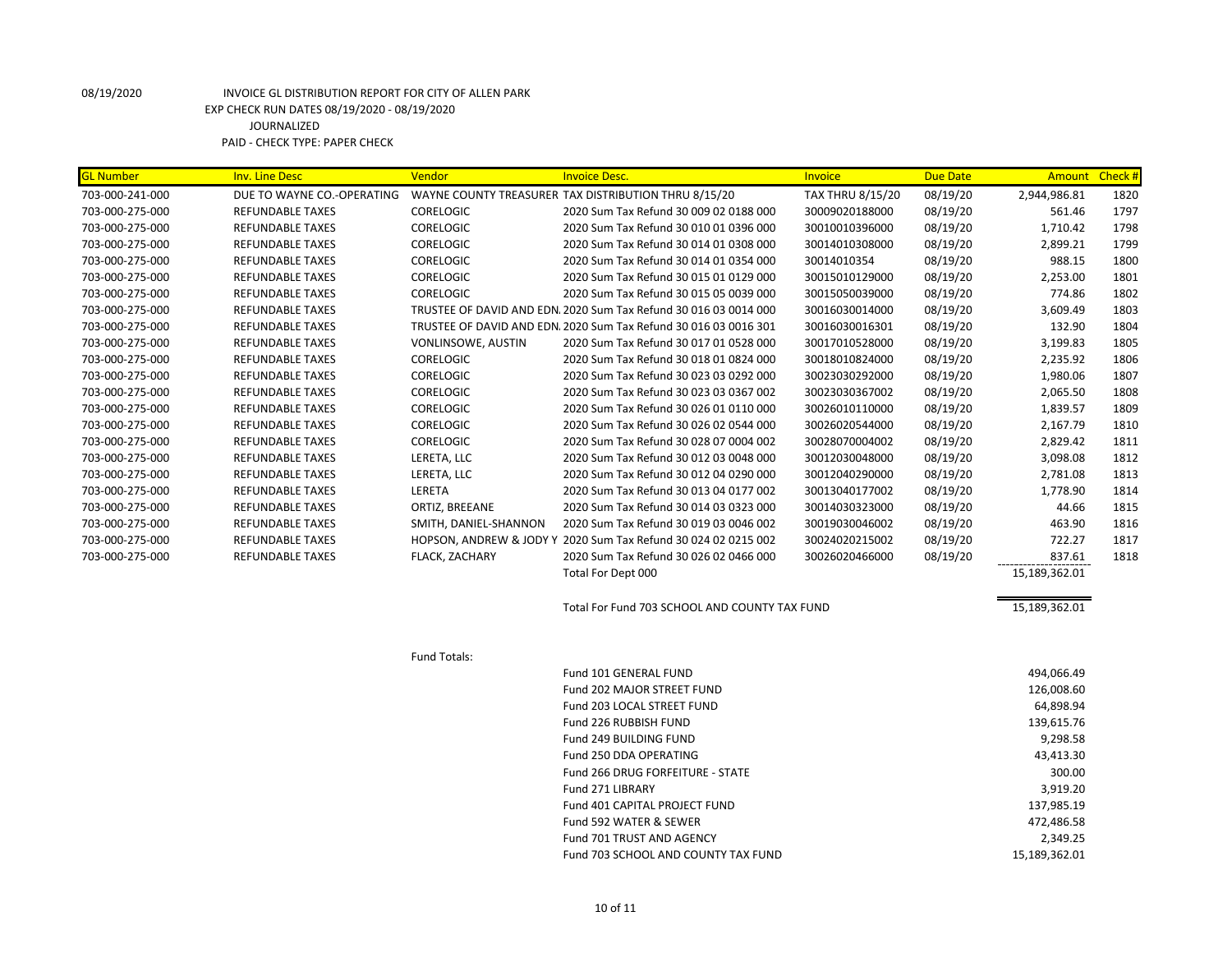08/19/2020 INVOICE GL DISTRIBUTION REPORT FOR CITY OF ALLEN PARK
EXP CHECK RUN DATES 08/19/2020 - 08/19/2020
JOURNALIZED
PAID - CHECK TYPE: PAPER CHECK

| GL Number | Inv. Line Desc | Vendor | Invoice Desc. | Invoice | Due Date | Amount | Check # |
|---|---|---|---|---|---|---|---|
| 703-000-241-000 | DUE TO WAYNE CO.-OPERATING | WAYNE COUNTY TREASURER | TAX DISTRIBUTION THRU 8/15/20 | TAX THRU 8/15/20 | 08/19/20 | 2,944,986.81 | 1820 |
| 703-000-275-000 | REFUNDABLE TAXES | CORELOGIC | 2020 Sum Tax Refund 30 009 02 0188 000 | 30009020188000 | 08/19/20 | 561.46 | 1797 |
| 703-000-275-000 | REFUNDABLE TAXES | CORELOGIC | 2020 Sum Tax Refund 30 010 01 0396 000 | 30010010396000 | 08/19/20 | 1,710.42 | 1798 |
| 703-000-275-000 | REFUNDABLE TAXES | CORELOGIC | 2020 Sum Tax Refund 30 014 01 0308 000 | 30014010308000 | 08/19/20 | 2,899.21 | 1799 |
| 703-000-275-000 | REFUNDABLE TAXES | CORELOGIC | 2020 Sum Tax Refund 30 014 01 0354 000 | 30014010354 | 08/19/20 | 988.15 | 1800 |
| 703-000-275-000 | REFUNDABLE TAXES | CORELOGIC | 2020 Sum Tax Refund 30 015 01 0129 000 | 30015010129000 | 08/19/20 | 2,253.00 | 1801 |
| 703-000-275-000 | REFUNDABLE TAXES | CORELOGIC | 2020 Sum Tax Refund 30 015 05 0039 000 | 30015050039000 | 08/19/20 | 774.86 | 1802 |
| 703-000-275-000 | REFUNDABLE TAXES | TRUSTEE OF DAVID AND EDN. | 2020 Sum Tax Refund 30 016 03 0014 000 | 30016030014000 | 08/19/20 | 3,609.49 | 1803 |
| 703-000-275-000 | REFUNDABLE TAXES | TRUSTEE OF DAVID AND EDN. | 2020 Sum Tax Refund 30 016 03 0016 301 | 30016030016301 | 08/19/20 | 132.90 | 1804 |
| 703-000-275-000 | REFUNDABLE TAXES | VONLINSOWE, AUSTIN | 2020 Sum Tax Refund 30 017 01 0528 000 | 30017010528000 | 08/19/20 | 3,199.83 | 1805 |
| 703-000-275-000 | REFUNDABLE TAXES | CORELOGIC | 2020 Sum Tax Refund 30 018 01 0824 000 | 30018010824000 | 08/19/20 | 2,235.92 | 1806 |
| 703-000-275-000 | REFUNDABLE TAXES | CORELOGIC | 2020 Sum Tax Refund 30 023 03 0292 000 | 30023030292000 | 08/19/20 | 1,980.06 | 1807 |
| 703-000-275-000 | REFUNDABLE TAXES | CORELOGIC | 2020 Sum Tax Refund 30 023 03 0367 002 | 30023030367002 | 08/19/20 | 2,065.50 | 1808 |
| 703-000-275-000 | REFUNDABLE TAXES | CORELOGIC | 2020 Sum Tax Refund 30 026 01 0110 000 | 30026010110000 | 08/19/20 | 1,839.57 | 1809 |
| 703-000-275-000 | REFUNDABLE TAXES | CORELOGIC | 2020 Sum Tax Refund 30 026 02 0544 000 | 30026020544000 | 08/19/20 | 2,167.79 | 1810 |
| 703-000-275-000 | REFUNDABLE TAXES | CORELOGIC | 2020 Sum Tax Refund 30 028 07 0004 002 | 30028070004002 | 08/19/20 | 2,829.42 | 1811 |
| 703-000-275-000 | REFUNDABLE TAXES | LERETA, LLC | 2020 Sum Tax Refund 30 012 03 0048 000 | 30012030048000 | 08/19/20 | 3,098.08 | 1812 |
| 703-000-275-000 | REFUNDABLE TAXES | LERETA, LLC | 2020 Sum Tax Refund 30 012 04 0290 000 | 30012040290000 | 08/19/20 | 2,781.08 | 1813 |
| 703-000-275-000 | REFUNDABLE TAXES | LERETA | 2020 Sum Tax Refund 30 013 04 0177 002 | 30013040177002 | 08/19/20 | 1,778.90 | 1814 |
| 703-000-275-000 | REFUNDABLE TAXES | ORTIZ, BREEANE | 2020 Sum Tax Refund 30 014 03 0323 000 | 30014030323000 | 08/19/20 | 44.66 | 1815 |
| 703-000-275-000 | REFUNDABLE TAXES | SMITH, DANIEL-SHANNON | 2020 Sum Tax Refund 30 019 03 0046 002 | 30019030046002 | 08/19/20 | 463.90 | 1816 |
| 703-000-275-000 | REFUNDABLE TAXES | HOPSON, ANDREW & JODY Y | 2020 Sum Tax Refund 30 024 02 0215 002 | 30024020215002 | 08/19/20 | 722.27 | 1817 |
| 703-000-275-000 | REFUNDABLE TAXES | FLACK, ZACHARY | 2020 Sum Tax Refund 30 026 02 0466 000 | 30026020466000 | 08/19/20 | 837.61 | 1818 |
| | | | Total For Dept 000 | | | 15,189,362.01 | |
| | | | Total For Fund 703 SCHOOL AND COUNTY TAX FUND | | | 15,189,362.01 | |

Fund Totals:

| Fund | Amount |
|---|---|
| Fund 101 GENERAL FUND | 494,066.49 |
| Fund 202 MAJOR STREET FUND | 126,008.60 |
| Fund 203 LOCAL STREET FUND | 64,898.94 |
| Fund 226 RUBBISH FUND | 139,615.76 |
| Fund 249 BUILDING FUND | 9,298.58 |
| Fund 250 DDA OPERATING | 43,413.30 |
| Fund 266 DRUG FORFEITURE - STATE | 300.00 |
| Fund 271 LIBRARY | 3,919.20 |
| Fund 401 CAPITAL PROJECT FUND | 137,985.19 |
| Fund 592 WATER & SEWER | 472,486.58 |
| Fund 701 TRUST AND AGENCY | 2,349.25 |
| Fund 703 SCHOOL AND COUNTY TAX FUND | 15,189,362.01 |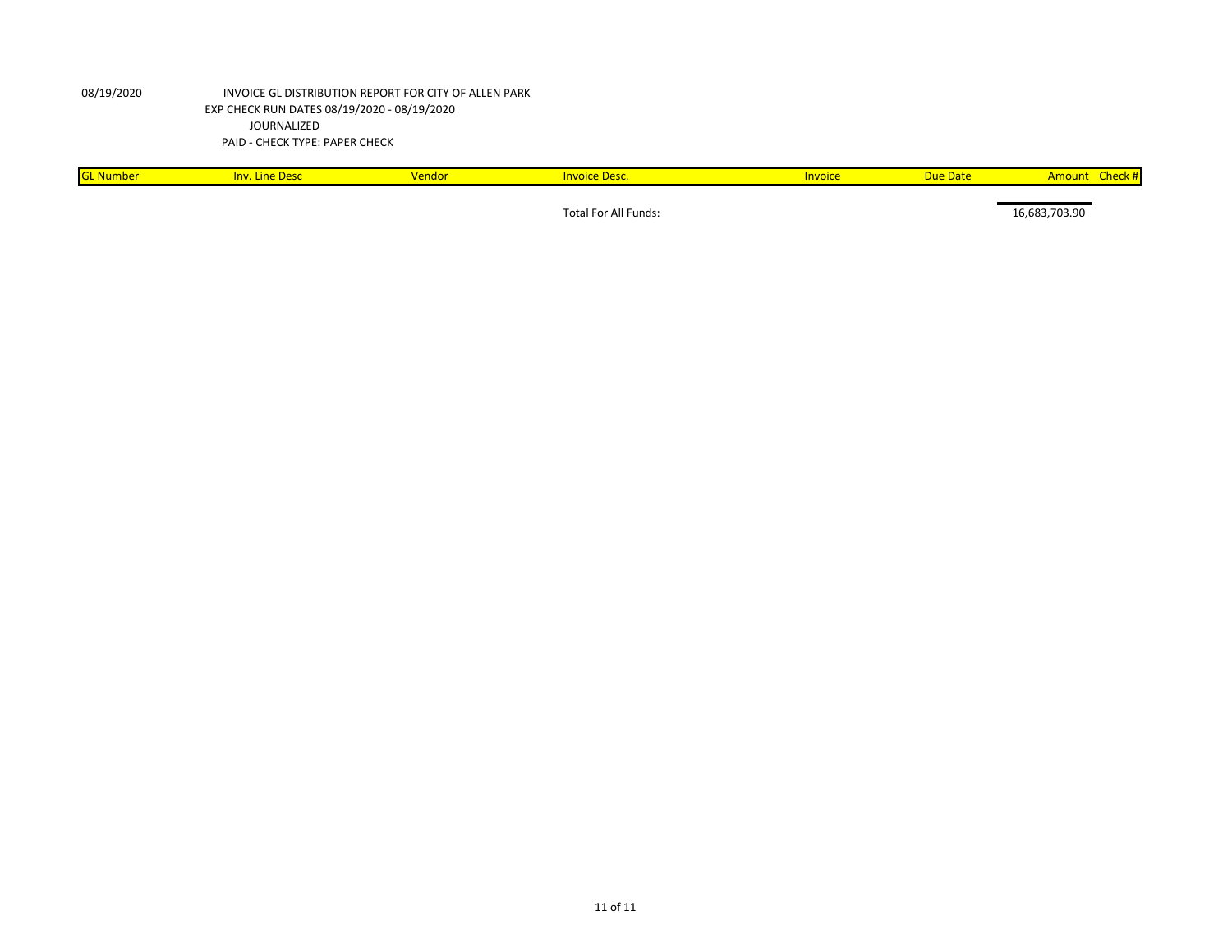08/19/2020 INVOICE GL DISTRIBUTION REPORT FOR CITY OF ALLEN PARK

EXP CHECK RUN DATES 08/19/2020 - 08/19/2020

JOURNALIZED

PAID - CHECK TYPE: PAPER CHECK

| GL Number | Inv. Line Desc | Vendor | Invoice Desc. | Invoice | Due Date | Amount | Check # |
|---|---|---|---|---|---|---|---|
| | | | Total For All Funds: | | | 16,683,703.90 | |